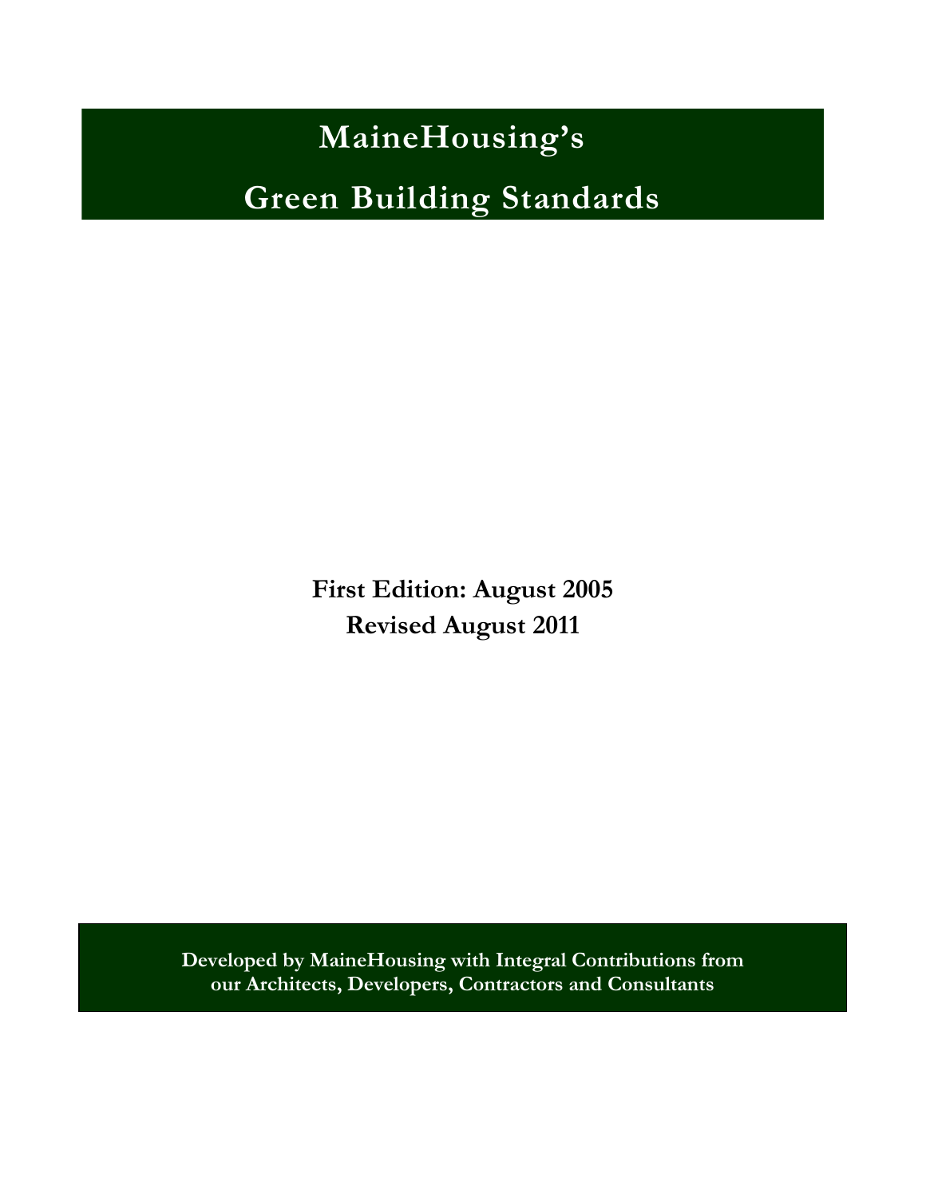# MaineHousing's

# Green Building Standards

**First Edition: August 2005**
**Revised August 2011**

**Developed by MaineHousing with Integral Contributions from our Architects, Developers, Contractors and Consultants**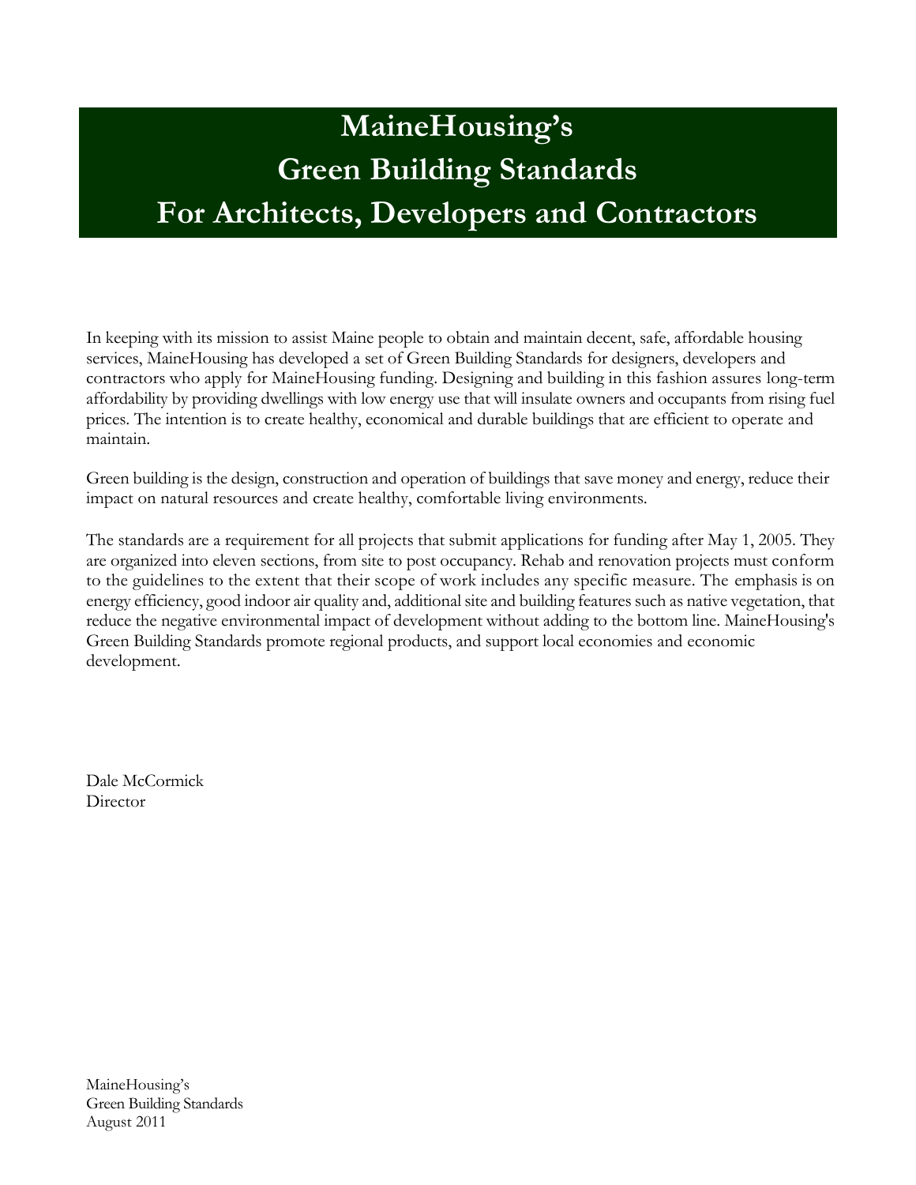# MaineHousing's Green Building Standards For Architects, Developers and Contractors

In keeping with its mission to assist Maine people to obtain and maintain decent, safe, affordable housing services, MaineHousing has developed a set of Green Building Standards for designers, developers and contractors who apply for MaineHousing funding. Designing and building in this fashion assures long-term affordability by providing dwellings with low energy use that will insulate owners and occupants from rising fuel prices. The intention is to create healthy, economical and durable buildings that are efficient to operate and maintain.

Green building is the design, construction and operation of buildings that save money and energy, reduce their impact on natural resources and create healthy, comfortable living environments.

The standards are a requirement for all projects that submit applications for funding after May 1, 2005. They are organized into eleven sections, from site to post occupancy. Rehab and renovation projects must conform to the guidelines to the extent that their scope of work includes any specific measure. The emphasis is on energy efficiency, good indoor air quality and, additional site and building features such as native vegetation, that reduce the negative environmental impact of development without adding to the bottom line. MaineHousing's Green Building Standards promote regional products, and support local economies and economic development.

Dale McCormick
Director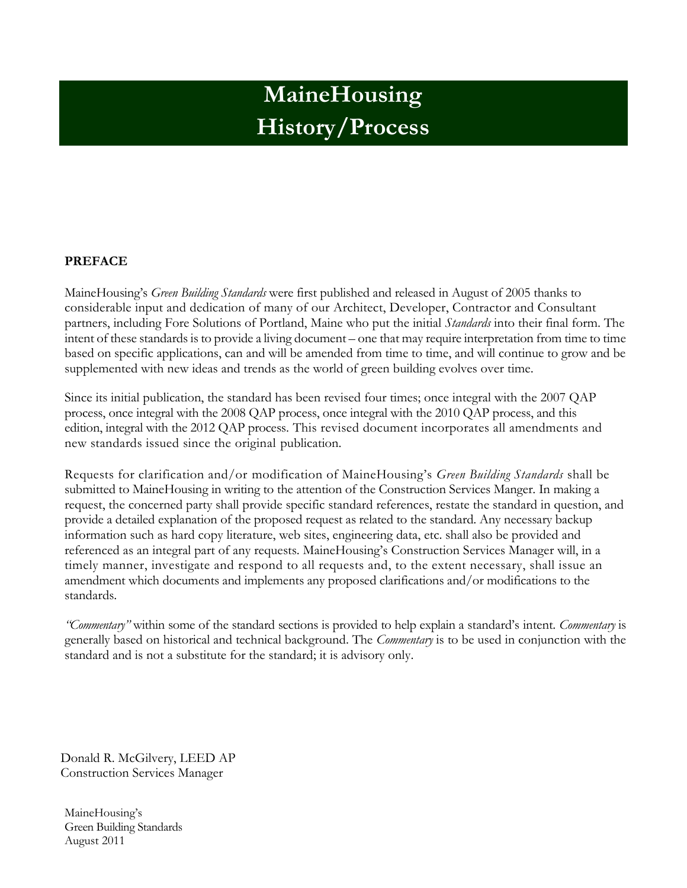# MaineHousing History/Process

**PREFACE**

MaineHousing's *Green Building Standards* were first published and released in August of 2005 thanks to considerable input and dedication of many of our Architect, Developer, Contractor and Consultant partners, including Fore Solutions of Portland, Maine who put the initial *Standards* into their final form. The intent of these standards is to provide a living document – one that may require interpretation from time to time based on specific applications, can and will be amended from time to time, and will continue to grow and be supplemented with new ideas and trends as the world of green building evolves over time.

Since its initial publication, the standard has been revised four times; once integral with the 2007 QAP process, once integral with the 2008 QAP process, once integral with the 2010 QAP process, and this edition, integral with the 2012 QAP process. This revised document incorporates all amendments and new standards issued since the original publication.

Requests for clarification and/or modification of MaineHousing's *Green Building Standards* shall be submitted to MaineHousing in writing to the attention of the Construction Services Manger. In making a request, the concerned party shall provide specific standard references, restate the standard in question, and provide a detailed explanation of the proposed request as related to the standard. Any necessary backup information such as hard copy literature, web sites, engineering data, etc. shall also be provided and referenced as an integral part of any requests. MaineHousing's Construction Services Manager will, in a timely manner, investigate and respond to all requests and, to the extent necessary, shall issue an amendment which documents and implements any proposed clarifications and/or modifications to the standards.

*"Commentary"* within some of the standard sections is provided to help explain a standard's intent. *Commentary* is generally based on historical and technical background. The *Commentary* is to be used in conjunction with the standard and is not a substitute for the standard; it is advisory only.

Donald R. McGilvery, LEED AP
Construction Services Manager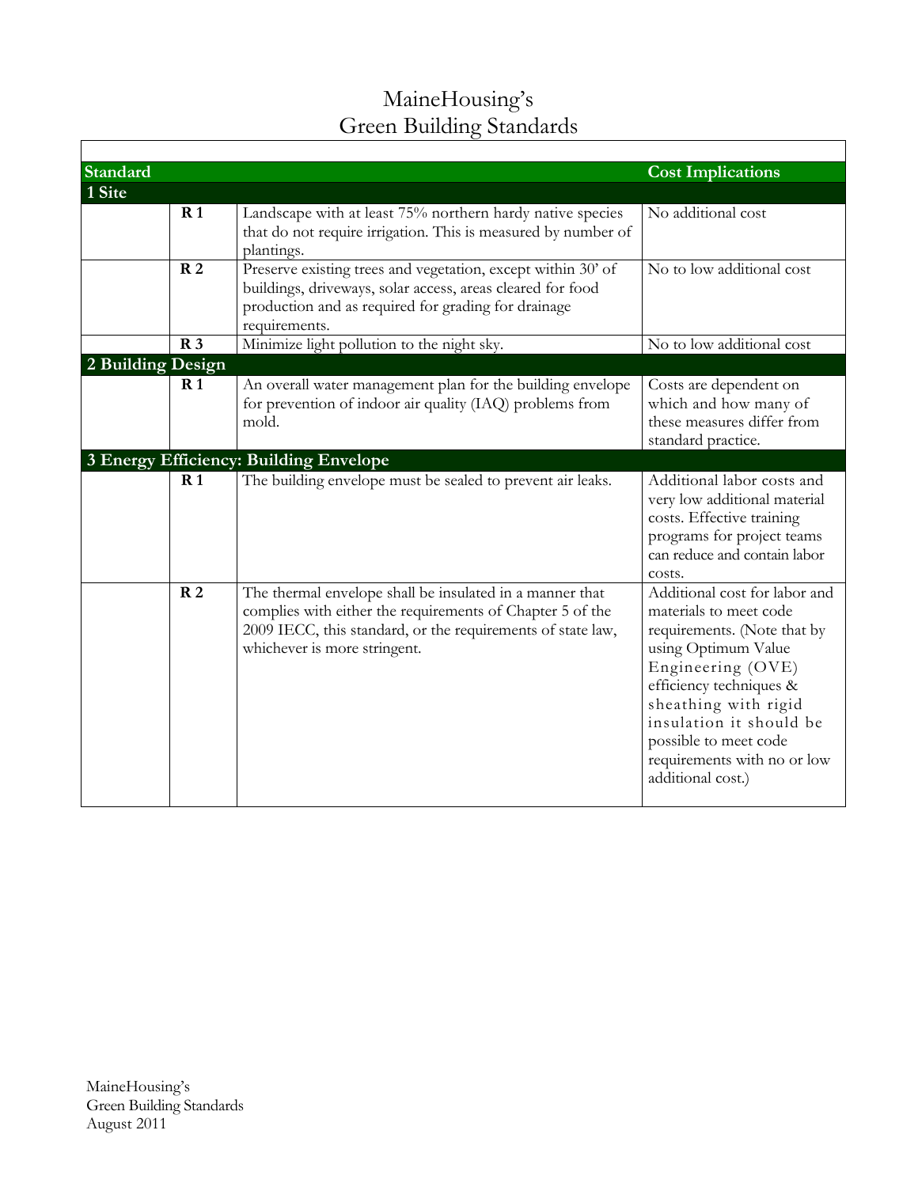# MaineHousing's Green Building Standards

| Standard | | | Cost Implications |
|---|---|---|---|
| **1 Site** | | | |
| | **R 1** | Landscape with at least 75% northern hardy native species that do not require irrigation. This is measured by number of plantings. | No additional cost |
| | **R 2** | Preserve existing trees and vegetation, except within 30' of buildings, driveways, solar access, areas cleared for food production and as required for grading for drainage requirements. | No to low additional cost |
| | **R 3** | Minimize light pollution to the night sky. | No to low additional cost |
| **2 Building Design** | | | |
| | **R 1** | An overall water management plan for the building envelope for prevention of indoor air quality (IAQ) problems from mold. | Costs are dependent on which and how many of these measures differ from standard practice. |
| **3 Energy Efficiency: Building Envelope** | | | |
| | **R 1** | The building envelope must be sealed to prevent air leaks. | Additional labor costs and very low additional material costs. Effective training programs for project teams can reduce and contain labor costs. |
| | **R 2** | The thermal envelope shall be insulated in a manner that complies with either the requirements of Chapter 5 of the 2009 IECC, this standard, or the requirements of state law, whichever is more stringent. | Additional cost for labor and materials to meet code requirements. (Note that by using Optimum Value Engineering (OVE) efficiency techniques & sheathing with rigid insulation it should be possible to meet code requirements with no or low additional cost.) |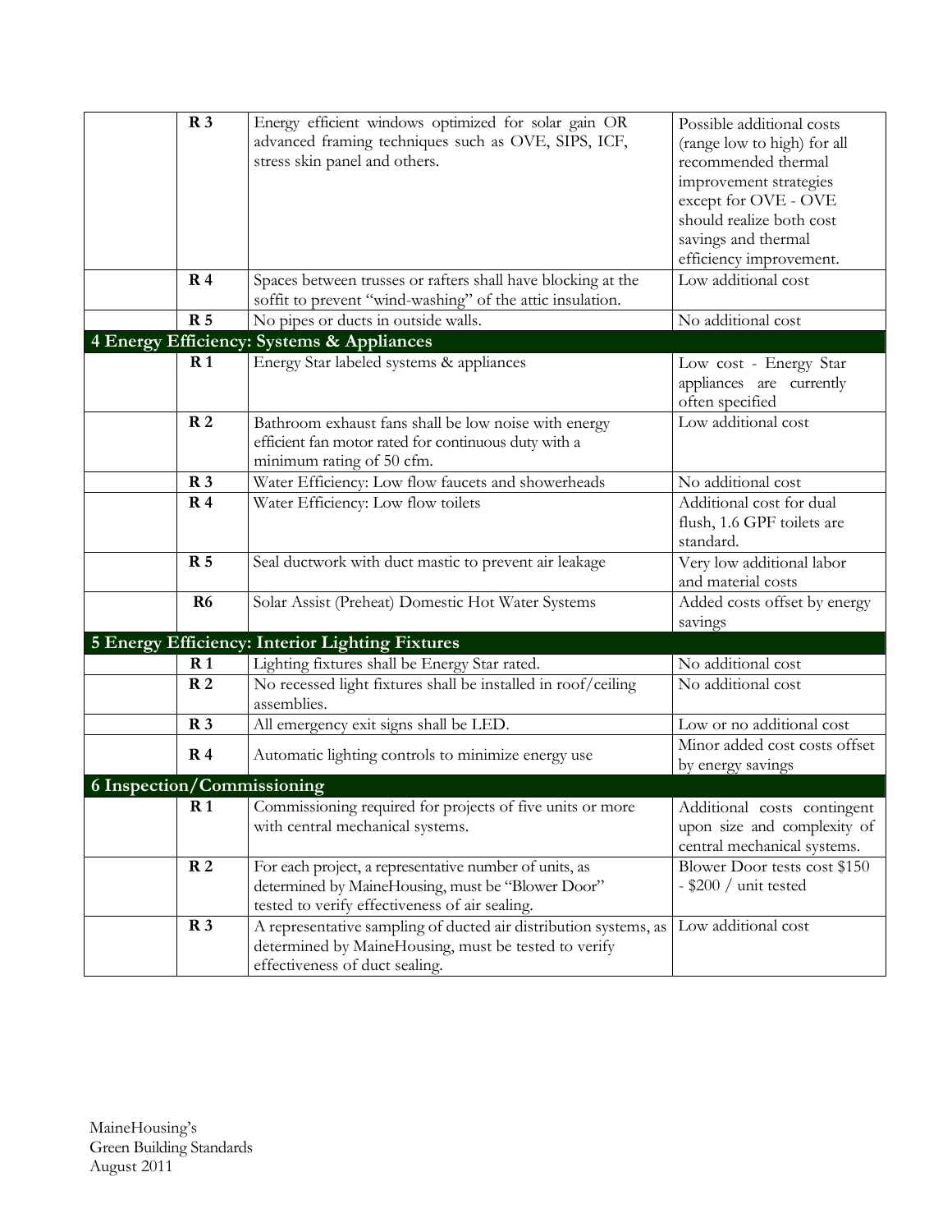| | | | |
|---|---|---|---|
| | **R 3** | Energy efficient windows optimized for solar gain OR advanced framing techniques such as OVE, SIPS, ICF, stress skin panel and others. | Possible additional costs (range low to high) for all recommended thermal improvement strategies except for OVE - OVE should realize both cost savings and thermal efficiency improvement. |
| | **R 4** | Spaces between trusses or rafters shall have blocking at the soffit to prevent "wind-washing" of the attic insulation. | Low additional cost |
| | **R 5** | No pipes or ducts in outside walls. | No additional cost |
| **4 Energy Efficiency: Systems & Appliances** | | | |
| | **R 1** | Energy Star labeled systems & appliances | Low cost - Energy Star appliances are currently often specified |
| | **R 2** | Bathroom exhaust fans shall be low noise with energy efficient fan motor rated for continuous duty with a minimum rating of 50 cfm. | Low additional cost |
| | **R 3** | Water Efficiency: Low flow faucets and showerheads | No additional cost |
| | **R 4** | Water Efficiency: Low flow toilets | Additional cost for dual flush, 1.6 GPF toilets are standard. |
| | **R 5** | Seal ductwork with duct mastic to prevent air leakage | Very low additional labor and material costs |
| | **R6** | Solar Assist (Preheat) Domestic Hot Water Systems | Added costs offset by energy savings |
| **5 Energy Efficiency: Interior Lighting Fixtures** | | | |
| | **R 1** | Lighting fixtures shall be Energy Star rated. | No additional cost |
| | **R 2** | No recessed light fixtures shall be installed in roof/ceiling assemblies. | No additional cost |
| | **R 3** | All emergency exit signs shall be LED. | Low or no additional cost |
| | **R 4** | Automatic lighting controls to minimize energy use | Minor added cost costs offset by energy savings |
| **6 Inspection/Commissioning** | | | |
| | **R 1** | Commissioning required for projects of five units or more with central mechanical systems. | Additional costs contingent upon size and complexity of central mechanical systems. |
| | **R 2** | For each project, a representative number of units, as determined by MaineHousing, must be "Blower Door" tested to verify effectiveness of air sealing. | Blower Door tests cost $150 - $200 / unit tested |
| | **R 3** | A representative sampling of ducted air distribution systems, as determined by MaineHousing, must be tested to verify effectiveness of duct sealing. | Low additional cost |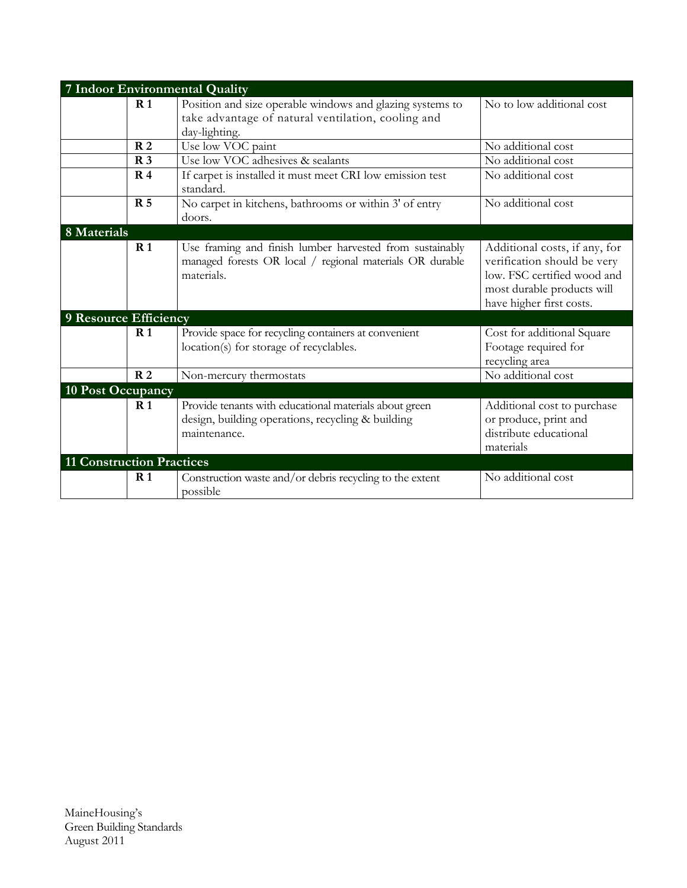| 7 Indoor Environmental Quality | | | |
|---|---|---|---|
| | **R 1** | Position and size operable windows and glazing systems to take advantage of natural ventilation, cooling and day-lighting. | No to low additional cost |
| | **R 2** | Use low VOC paint | No additional cost |
| | **R 3** | Use low VOC adhesives & sealants | No additional cost |
| | **R 4** | If carpet is installed it must meet CRI low emission test standard. | No additional cost |
| | **R 5** | No carpet in kitchens, bathrooms or within 3' of entry doors. | No additional cost |
| **8 Materials** | | | |
| | **R 1** | Use framing and finish lumber harvested from sustainably managed forests OR local / regional materials OR durable materials. | Additional costs, if any, for verification should be very low. FSC certified wood and most durable products will have higher first costs. |
| **9 Resource Efficiency** | | | |
| | **R 1** | Provide space for recycling containers at convenient location(s) for storage of recyclables. | Cost for additional Square Footage required for recycling area |
| | **R 2** | Non-mercury thermostats | No additional cost |
| **10 Post Occupancy** | | | |
| | **R 1** | Provide tenants with educational materials about green design, building operations, recycling & building maintenance. | Additional cost to purchase or produce, print and distribute educational materials |
| **11 Construction Practices** | | | |
| | **R 1** | Construction waste and/or debris recycling to the extent possible | No additional cost |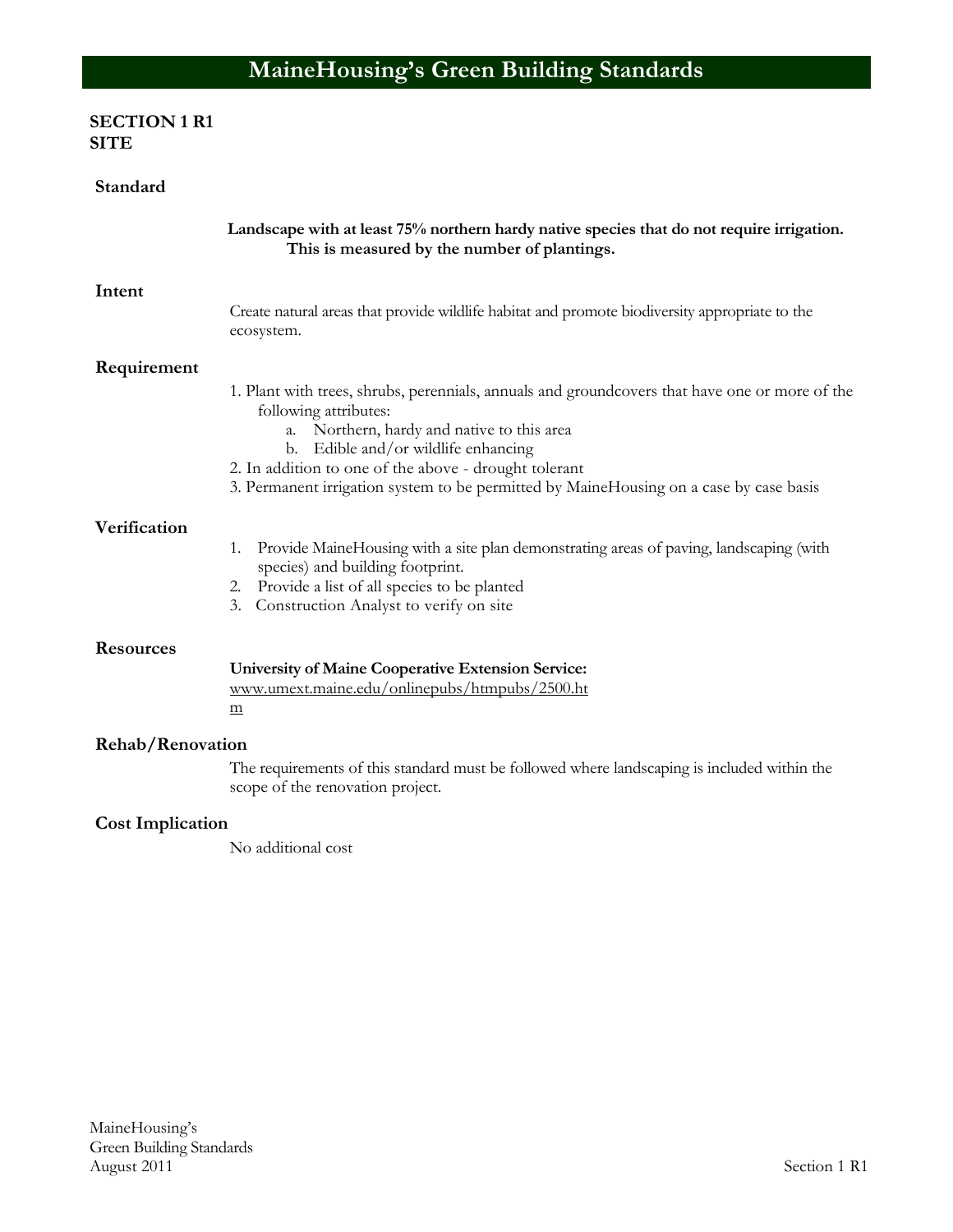# MaineHousing's Green Building Standards

**SECTION 1 R1**
**SITE**

## Standard

**Landscape with at least 75% northern hardy native species that do not require irrigation. This is measured by the number of plantings.**

## Intent

Create natural areas that provide wildlife habitat and promote biodiversity appropriate to the ecosystem.

## Requirement

1. Plant with trees, shrubs, perennials, annuals and groundcovers that have one or more of the following attributes:
   a. Northern, hardy and native to this area
   b. Edible and/or wildlife enhancing
2. In addition to one of the above - drought tolerant
3. Permanent irrigation system to be permitted by MaineHousing on a case by case basis

## Verification

1. Provide MaineHousing with a site plan demonstrating areas of paving, landscaping (with species) and building footprint.
2. Provide a list of all species to be planted
3. Construction Analyst to verify on site

## Resources

**University of Maine Cooperative Extension Service:**
www.umext.maine.edu/onlinepubs/htmpubs/2500.htm

## Rehab/Renovation

The requirements of this standard must be followed where landscaping is included within the scope of the renovation project.

## Cost Implication

No additional cost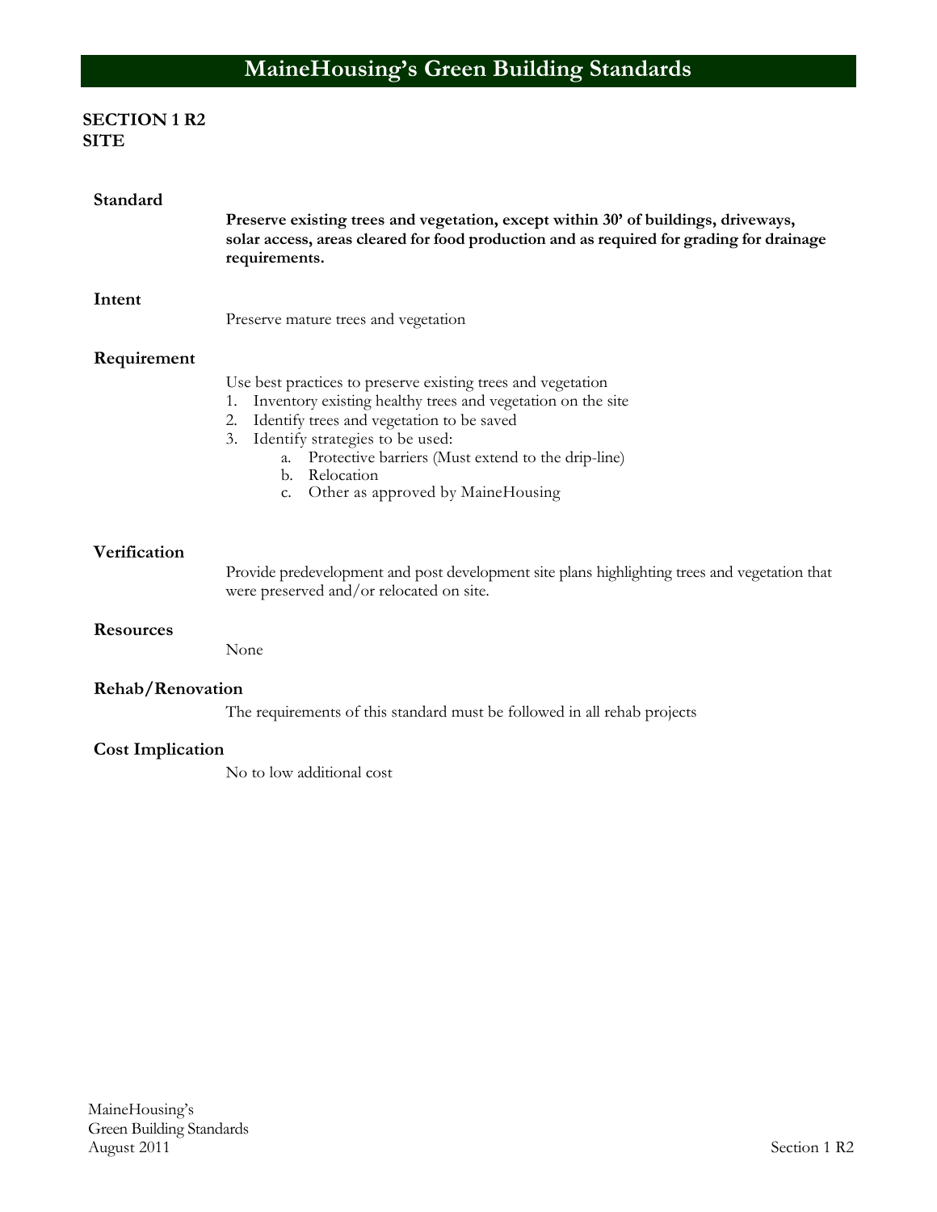# MaineHousing's Green Building Standards

**SECTION 1 R2**
**SITE**

### Standard

**Preserve existing trees and vegetation, except within 30' of buildings, driveways, solar access, areas cleared for food production and as required for grading for drainage requirements.**

### Intent

Preserve mature trees and vegetation

### Requirement

Use best practices to preserve existing trees and vegetation

1. Inventory existing healthy trees and vegetation on the site
2. Identify trees and vegetation to be saved
3. Identify strategies to be used:
   a. Protective barriers (Must extend to the drip-line)
   b. Relocation
   c. Other as approved by MaineHousing

### Verification

Provide predevelopment and post development site plans highlighting trees and vegetation that were preserved and/or relocated on site.

### Resources

None

### Rehab/Renovation

The requirements of this standard must be followed in all rehab projects

### Cost Implication

No to low additional cost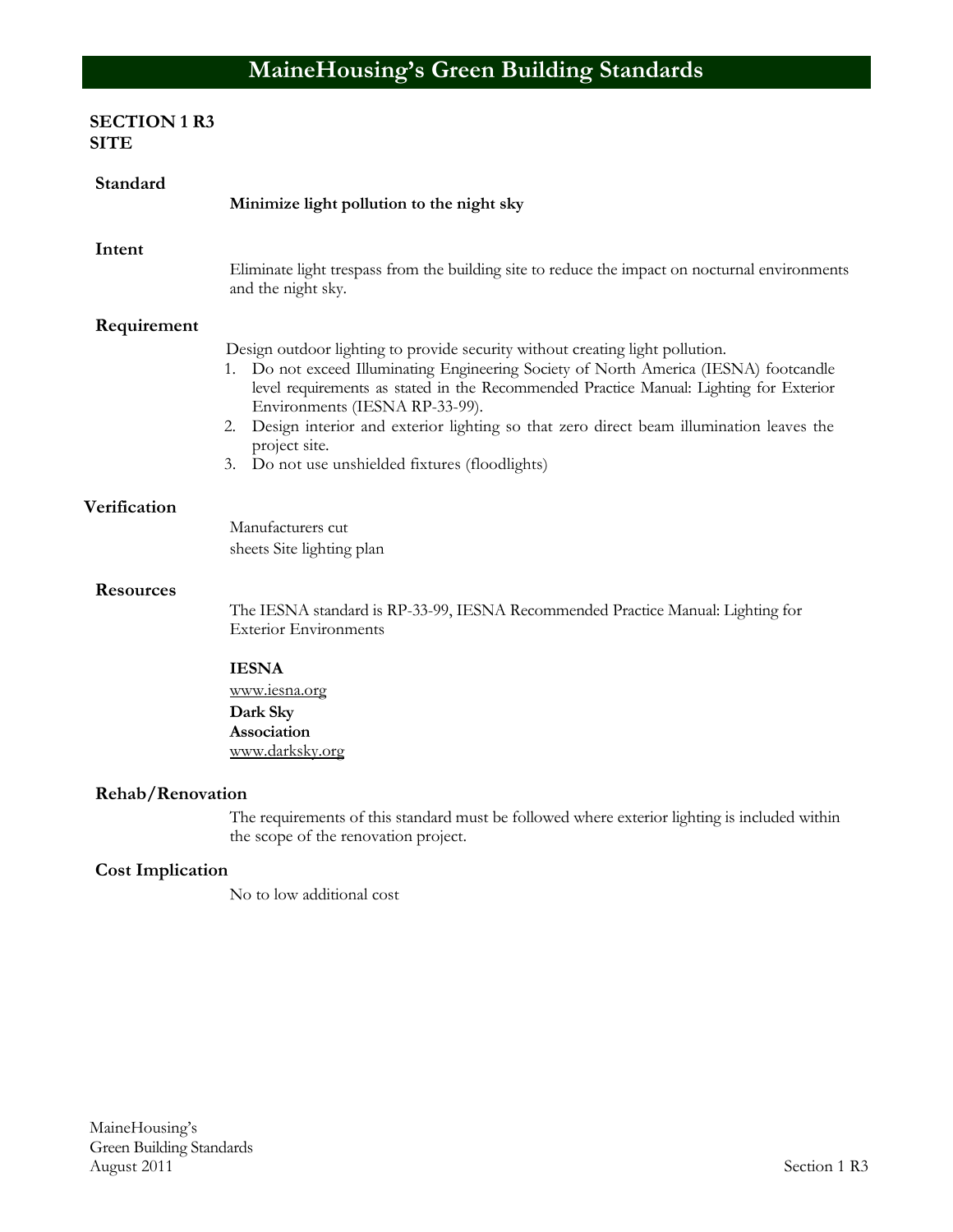# MaineHousing's Green Building Standards

## SECTION 1 R3
## SITE

### Standard

**Minimize light pollution to the night sky**

### Intent

Eliminate light trespass from the building site to reduce the impact on nocturnal environments and the night sky.

### Requirement

Design outdoor lighting to provide security without creating light pollution.

1. Do not exceed Illuminating Engineering Society of North America (IESNA) footcandle level requirements as stated in the Recommended Practice Manual: Lighting for Exterior Environments (IESNA RP-33-99).
2. Design interior and exterior lighting so that zero direct beam illumination leaves the project site.
3. Do not use unshielded fixtures (floodlights)

### Verification

Manufacturers cut sheets Site lighting plan

### Resources

The IESNA standard is RP-33-99, IESNA Recommended Practice Manual: Lighting for Exterior Environments

**IESNA**
www.iesna.org
**Dark Sky Association**
www.darksky.org

### Rehab/Renovation

The requirements of this standard must be followed where exterior lighting is included within the scope of the renovation project.

### Cost Implication

No to low additional cost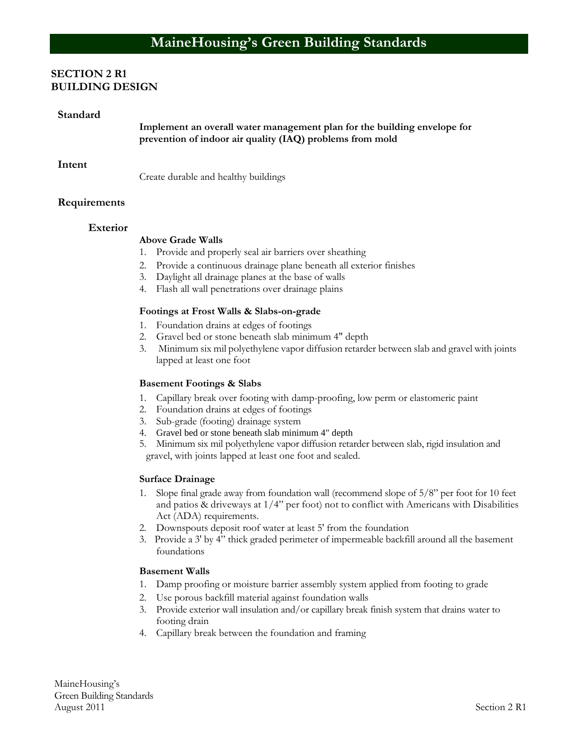# MaineHousing's Green Building Standards

## SECTION 2 R1
## BUILDING DESIGN

### Standard

**Implement an overall water management plan for the building envelope for prevention of indoor air quality (IAQ) problems from mold**

### Intent

Create durable and healthy buildings

### Requirements

#### Exterior

**Above Grade Walls**

1. Provide and properly seal air barriers over sheathing
2. Provide a continuous drainage plane beneath all exterior finishes
3. Daylight all drainage planes at the base of walls
4. Flash all wall penetrations over drainage plains

**Footings at Frost Walls & Slabs-on-grade**

1. Foundation drains at edges of footings
2. Gravel bed or stone beneath slab minimum 4" depth
3. Minimum six mil polyethylene vapor diffusion retarder between slab and gravel with joints lapped at least one foot

**Basement Footings & Slabs**

1. Capillary break over footing with damp-proofing, low perm or elastomeric paint
2. Foundation drains at edges of footings
3. Sub-grade (footing) drainage system
4. Gravel bed or stone beneath slab minimum 4" depth
5. Minimum six mil polyethylene vapor diffusion retarder between slab, rigid insulation and gravel, with joints lapped at least one foot and sealed.

**Surface Drainage**

1. Slope final grade away from foundation wall (recommend slope of 5/8" per foot for 10 feet and patios & driveways at 1/4" per foot) not to conflict with Americans with Disabilities Act (ADA) requirements.
2. Downspouts deposit roof water at least 5' from the foundation
3. Provide a 3' by 4" thick graded perimeter of impermeable backfill around all the basement foundations

**Basement Walls**

1. Damp proofing or moisture barrier assembly system applied from footing to grade
2. Use porous backfill material against foundation walls
3. Provide exterior wall insulation and/or capillary break finish system that drains water to footing drain
4. Capillary break between the foundation and framing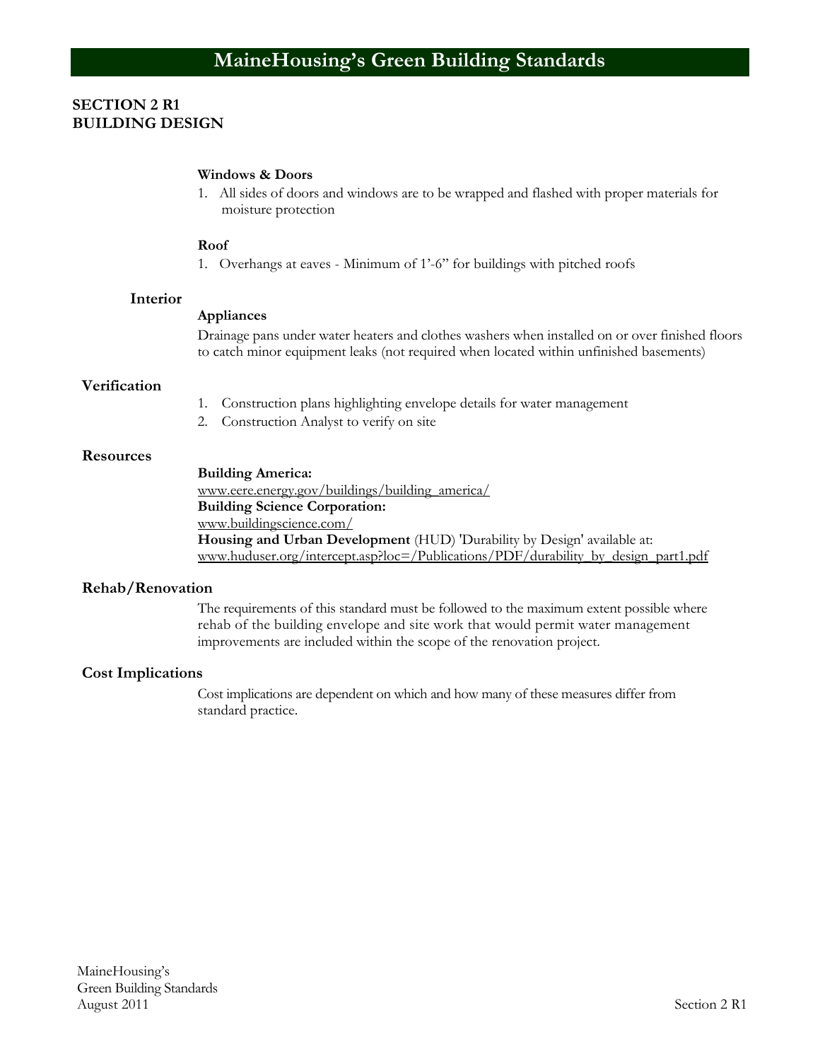# MaineHousing's Green Building Standards

## SECTION 2 R1
## BUILDING DESIGN

**Windows & Doors**

1. All sides of doors and windows are to be wrapped and flashed with proper materials for moisture protection

**Roof**

1. Overhangs at eaves - Minimum of 1'-6" for buildings with pitched roofs

### Interior

**Appliances**

Drainage pans under water heaters and clothes washers when installed on or over finished floors to catch minor equipment leaks (not required when located within unfinished basements)

### Verification

1. Construction plans highlighting envelope details for water management
2. Construction Analyst to verify on site

### Resources

**Building America:**
www.eere.energy.gov/buildings/building_america/
**Building Science Corporation:**
www.buildingscience.com/
**Housing and Urban Development** (HUD) 'Durability by Design' available at:
www.huduser.org/intercept.asp?loc=/Publications/PDF/durability_by_design_part1.pdf

### Rehab/Renovation

The requirements of this standard must be followed to the maximum extent possible where rehab of the building envelope and site work that would permit water management improvements are included within the scope of the renovation project.

### Cost Implications

Cost implications are dependent on which and how many of these measures differ from standard practice.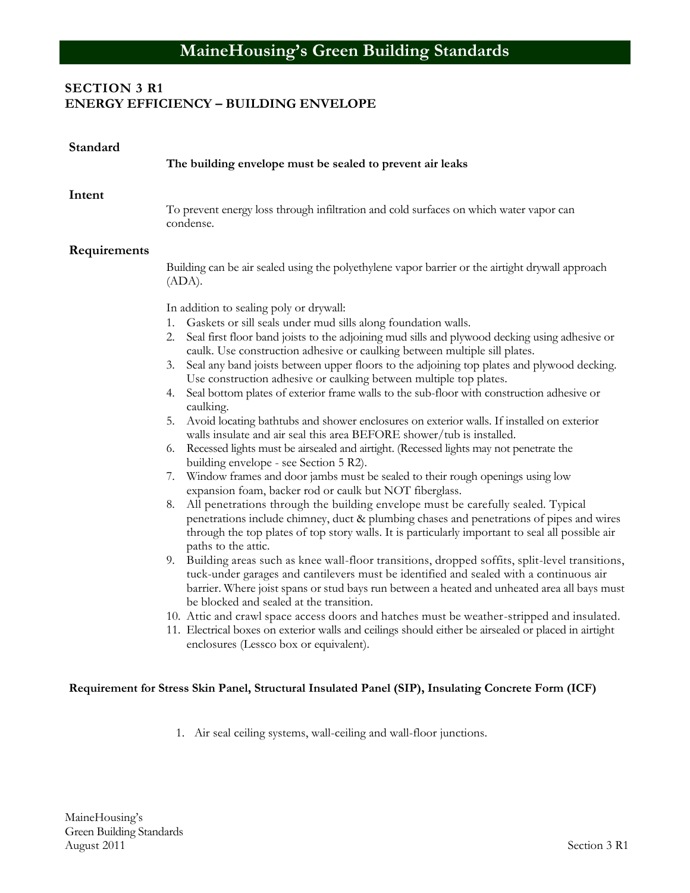# MaineHousing's Green Building Standards

## SECTION 3 R1
## ENERGY EFFICIENCY – BUILDING ENVELOPE

### Standard

**The building envelope must be sealed to prevent air leaks**

### Intent

To prevent energy loss through infiltration and cold surfaces on which water vapor can condense.

### Requirements

Building can be air sealed using the polyethylene vapor barrier or the airtight drywall approach (ADA).

In addition to sealing poly or drywall:

1. Gaskets or sill seals under mud sills along foundation walls.
2. Seal first floor band joists to the adjoining mud sills and plywood decking using adhesive or caulk. Use construction adhesive or caulking between multiple sill plates.
3. Seal any band joists between upper floors to the adjoining top plates and plywood decking. Use construction adhesive or caulking between multiple top plates.
4. Seal bottom plates of exterior frame walls to the sub-floor with construction adhesive or caulking.
5. Avoid locating bathtubs and shower enclosures on exterior walls. If installed on exterior walls insulate and air seal this area BEFORE shower/tub is installed.
6. Recessed lights must be airsealed and airtight. (Recessed lights may not penetrate the building envelope - see Section 5 R2).
7. Window frames and door jambs must be sealed to their rough openings using low expansion foam, backer rod or caulk but NOT fiberglass.
8. All penetrations through the building envelope must be carefully sealed. Typical penetrations include chimney, duct & plumbing chases and penetrations of pipes and wires through the top plates of top story walls. It is particularly important to seal all possible air paths to the attic.
9. Building areas such as knee wall-floor transitions, dropped soffits, split-level transitions, tuck-under garages and cantilevers must be identified and sealed with a continuous air barrier. Where joist spans or stud bays run between a heated and unheated area all bays must be blocked and sealed at the transition.
10. Attic and crawl space access doors and hatches must be weather-stripped and insulated.
11. Electrical boxes on exterior walls and ceilings should either be airsealed or placed in airtight enclosures (Lessco box or equivalent).

**Requirement for Stress Skin Panel, Structural Insulated Panel (SIP), Insulating Concrete Form (ICF)**

1. Air seal ceiling systems, wall-ceiling and wall-floor junctions.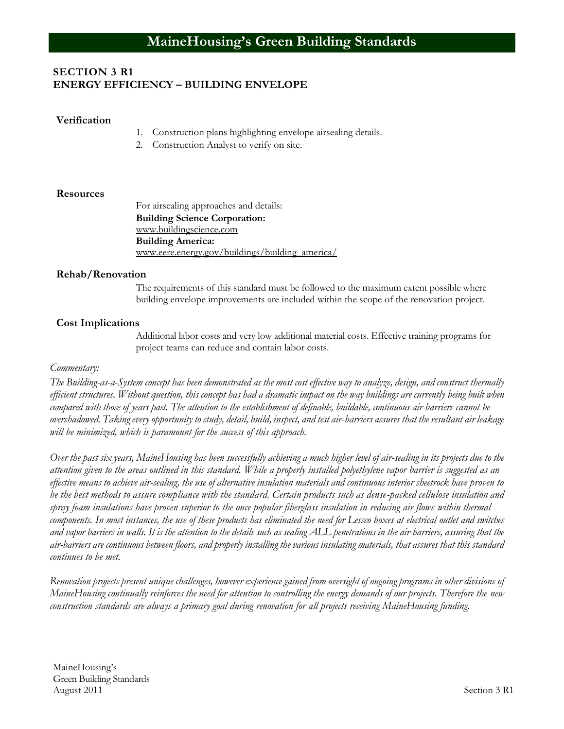## SECTION 3 R1
## ENERGY EFFICIENCY – BUILDING ENVELOPE

### Verification

1. Construction plans highlighting envelope airsealing details.
2. Construction Analyst to verify on site.

### Resources

For airsealing approaches and details:
**Building Science Corporation:**
www.buildingscience.com
**Building America:**
www.eere.energy.gov/buildings/building_america/

### Rehab/Renovation

The requirements of this standard must be followed to the maximum extent possible where building envelope improvements are included within the scope of the renovation project.

### Cost Implications

Additional labor costs and very low additional material costs. Effective training programs for project teams can reduce and contain labor costs.

*Commentary:*

*The Building-as-a-System concept has been demonstrated as the most cost effective way to analyze, design, and construct thermally efficient structures. Without question, this concept has had a dramatic impact on the way buildings are currently being built when compared with those of years past. The attention to the establishment of definable, buildable, continuous air-barriers cannot be overshadowed. Taking every opportunity to study, detail, build, inspect, and test air-barriers assures that the resultant air leakage will be minimized, which is paramount for the success of this approach.*

*Over the past six years, MaineHousing has been successfully achieving a much higher level of air-sealing in its projects due to the attention given to the areas outlined in this standard. While a properly installed polyethylene vapor barrier is suggested as an effective means to achieve air-sealing, the use of alternative insulation materials and continuous interior sheetrock have proven to be the best methods to assure compliance with the standard. Certain products such as dense-packed cellulose insulation and spray foam insulations have proven superior to the once popular fiberglass insulation in reducing air flows within thermal components. In most instances, the use of these products has eliminated the need for Lessco boxes at electrical outlet and switches and vapor barriers in walls. It is the attention to the details such as sealing ALL penetrations in the air-barriers, assuring that the air-barriers are continuous between floors, and properly installing the various insulating materials, that assures that this standard continues to be met.*

*Renovation projects present unique challenges, however experience gained from oversight of ongoing programs in other divisions of MaineHousing continually reinforces the need for attention to controlling the energy demands of our projects. Therefore the new construction standards are always a primary goal during renovation for all projects receiving MaineHousing funding.*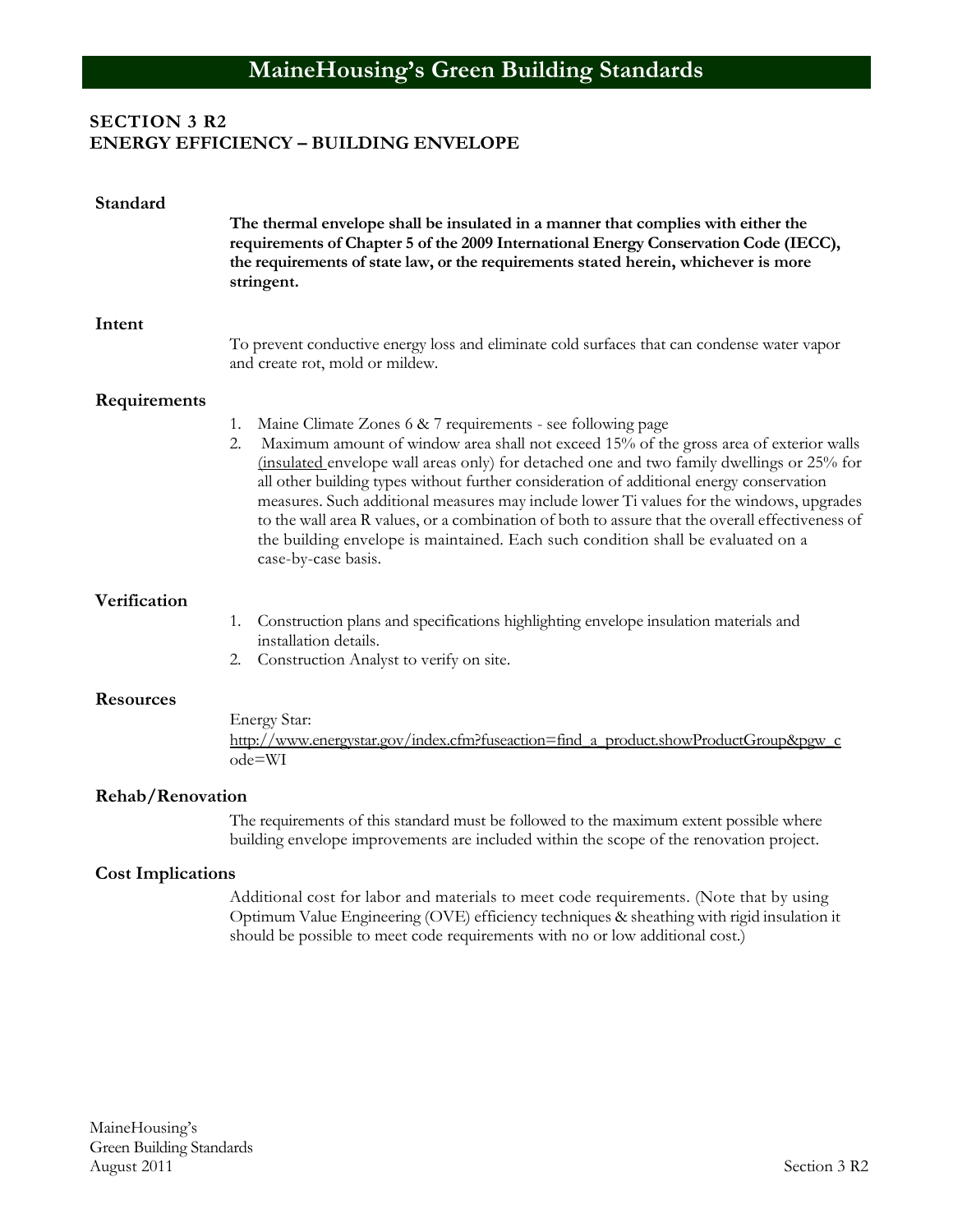# MaineHousing's Green Building Standards

## SECTION 3 R2
## ENERGY EFFICIENCY – BUILDING ENVELOPE

### Standard

**The thermal envelope shall be insulated in a manner that complies with either the requirements of Chapter 5 of the 2009 International Energy Conservation Code (IECC), the requirements of state law, or the requirements stated herein, whichever is more stringent.**

### Intent

To prevent conductive energy loss and eliminate cold surfaces that can condense water vapor and create rot, mold or mildew.

### Requirements

1. Maine Climate Zones 6 & 7 requirements - see following page
2. Maximum amount of window area shall not exceed 15% of the gross area of exterior walls (insulated envelope wall areas only) for detached one and two family dwellings or 25% for all other building types without further consideration of additional energy conservation measures. Such additional measures may include lower Ti values for the windows, upgrades to the wall area R values, or a combination of both to assure that the overall effectiveness of the building envelope is maintained. Each such condition shall be evaluated on a case-by-case basis.

### Verification

1. Construction plans and specifications highlighting envelope insulation materials and installation details.
2. Construction Analyst to verify on site.

### Resources

Energy Star:
http://www.energystar.gov/index.cfm?fuseaction=find_a_product.showProductGroup&pgw_code=WI

### Rehab/Renovation

The requirements of this standard must be followed to the maximum extent possible where building envelope improvements are included within the scope of the renovation project.

### Cost Implications

Additional cost for labor and materials to meet code requirements. (Note that by using Optimum Value Engineering (OVE) efficiency techniques & sheathing with rigid insulation it should be possible to meet code requirements with no or low additional cost.)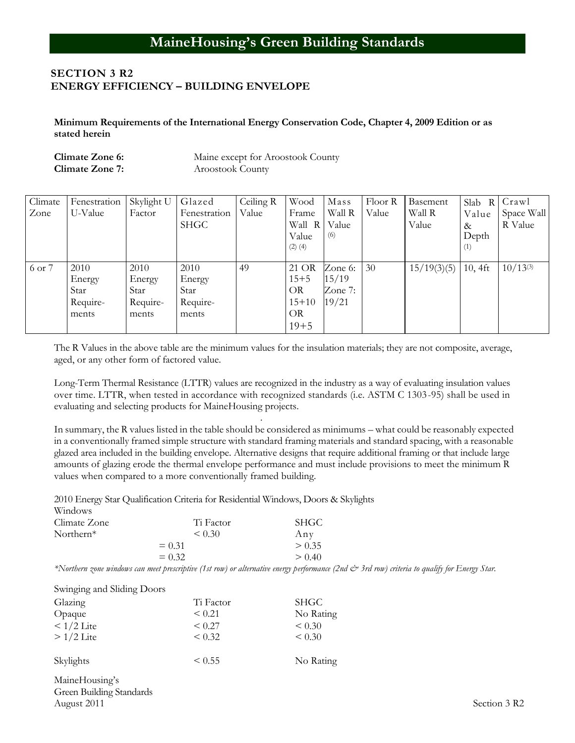# MaineHousing's Green Building Standards

## SECTION 3 R2
## ENERGY EFFICIENCY – BUILDING ENVELOPE

**Minimum Requirements of the International Energy Conservation Code, Chapter 4, 2009 Edition or as stated herein**

**Climate Zone 6:** Maine except for Aroostook County
**Climate Zone 7:** Aroostook County

| Climate Zone | Fenestration U-Value | Skylight U Factor | Glazed Fenestration SHGC | Ceiling R Value | Wood Frame Wall R Value (2) (4) | Mass Wall R Value (6) | Floor R Value | Basement Wall R Value | Slab R Value & Depth (1) | Crawl Space Wall R Value |
|---|---|---|---|---|---|---|---|---|---|---|
| 6 or 7 | 2010 Energy Star Require-ments | 2010 Energy Star Require-ments | 2010 Energy Star Require-ments | 49 | 21 OR 15+5 OR 15+10 OR 19+5 | Zone 6: 15/19 Zone 7: 19/21 | 30 | 15/19(3)(5) | 10, 4ft | 10/13(3) |

The R Values in the above table are the minimum values for the insulation materials; they are not composite, average, aged, or any other form of factored value.

Long-Term Thermal Resistance (LTTR) values are recognized in the industry as a way of evaluating insulation values over time. LTTR, when tested in accordance with recognized standards (i.e. ASTM C 1303-95) shall be used in evaluating and selecting products for MaineHousing projects.

In summary, the R values listed in the table should be considered as minimums – what could be reasonably expected in a conventionally framed simple structure with standard framing materials and standard spacing, with a reasonable glazed area included in the building envelope. Alternative designs that require additional framing or that include large amounts of glazing erode the thermal envelope performance and must include provisions to meet the minimum R values when compared to a more conventionally framed building.

2010 Energy Star Qualification Criteria for Residential Windows, Doors & Skylights

Windows

| Climate Zone | Ti Factor | SHGC |
|---|---|---|
| Northern* | < 0.30 | Any |
| | = 0.31 | > 0.35 |
| | = 0.32 | > 0.40 |

*\*Northern zone windows can meet prescriptive (1st row) or alternative energy performance (2nd & 3rd row) criteria to qualify for Energy Star.*

Swinging and Sliding Doors

| Glazing | Ti Factor | SHGC |
|---|---|---|
| Opaque | < 0.21 | No Rating |
| < 1/2 Lite | < 0.27 | < 0.30 |
| > 1/2 Lite | < 0.32 | < 0.30 |
| | | |
| Skylights | < 0.55 | No Rating |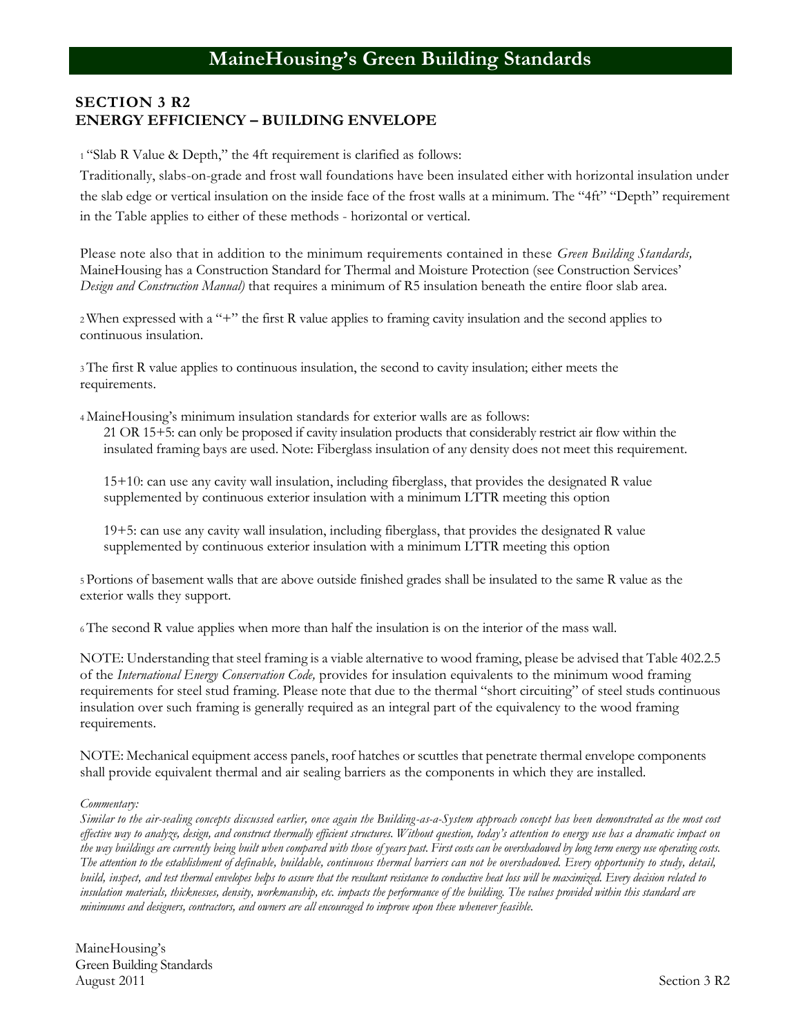## SECTION 3 R2
## ENERGY EFFICIENCY – BUILDING ENVELOPE

[1] "Slab R Value & Depth," the 4ft requirement is clarified as follows:

Traditionally, slabs-on-grade and frost wall foundations have been insulated either with horizontal insulation under the slab edge or vertical insulation on the inside face of the frost walls at a minimum. The "4ft" "Depth" requirement in the Table applies to either of these methods - horizontal or vertical.

Please note also that in addition to the minimum requirements contained in these *Green Building Standards,* MaineHousing has a Construction Standard for Thermal and Moisture Protection (see Construction Services' *Design and Construction Manual)* that requires a minimum of R5 insulation beneath the entire floor slab area.

[2] When expressed with a "+" the first R value applies to framing cavity insulation and the second applies to continuous insulation.

[3] The first R value applies to continuous insulation, the second to cavity insulation; either meets the requirements.

[4] MaineHousing's minimum insulation standards for exterior walls are as follows:

21 OR 15+5: can only be proposed if cavity insulation products that considerably restrict air flow within the insulated framing bays are used. Note: Fiberglass insulation of any density does not meet this requirement.

15+10: can use any cavity wall insulation, including fiberglass, that provides the designated R value supplemented by continuous exterior insulation with a minimum LTTR meeting this option

19+5: can use any cavity wall insulation, including fiberglass, that provides the designated R value supplemented by continuous exterior insulation with a minimum LTTR meeting this option

[5] Portions of basement walls that are above outside finished grades shall be insulated to the same R value as the exterior walls they support.

[6] The second R value applies when more than half the insulation is on the interior of the mass wall.

NOTE: Understanding that steel framing is a viable alternative to wood framing, please be advised that Table 402.2.5 of the *International Energy Conservation Code,* provides for insulation equivalents to the minimum wood framing requirements for steel stud framing. Please note that due to the thermal "short circuiting" of steel studs continuous insulation over such framing is generally required as an integral part of the equivalency to the wood framing requirements.

NOTE: Mechanical equipment access panels, roof hatches or scuttles that penetrate thermal envelope components shall provide equivalent thermal and air sealing barriers as the components in which they are installed.

*Commentary:*

*Similar to the air-sealing concepts discussed earlier, once again the Building-as-a-System approach concept has been demonstrated as the most cost effective way to analyze, design, and construct thermally efficient structures. Without question, today's attention to energy use has a dramatic impact on the way buildings are currently being built when compared with those of years past. First costs can be overshadowed by long term energy use operating costs. The attention to the establishment of definable, buildable, continuous thermal barriers can not be overshadowed. Every opportunity to study, detail, build, inspect, and test thermal envelopes helps to assure that the resultant resistance to conductive heat loss will be maximized. Every decision related to insulation materials, thicknesses, density, workmanship, etc. impacts the performance of the building. The values provided within this standard are minimums and designers, contractors, and owners are all encouraged to improve upon these whenever feasible.*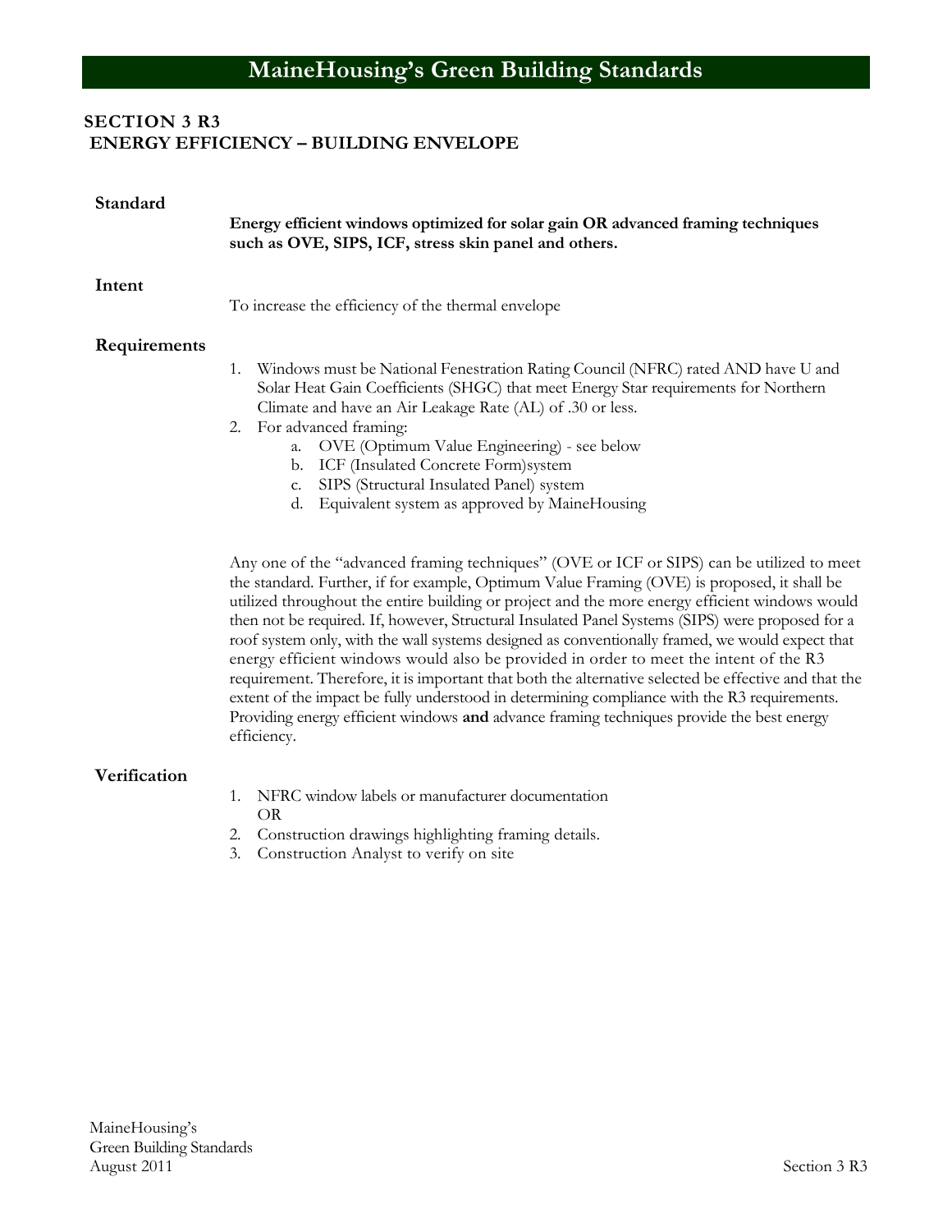## SECTION 3 R3
## ENERGY EFFICIENCY – BUILDING ENVELOPE

**Standard**

**Energy efficient windows optimized for solar gain OR advanced framing techniques such as OVE, SIPS, ICF, stress skin panel and others.**

**Intent**

To increase the efficiency of the thermal envelope

**Requirements**

1. Windows must be National Fenestration Rating Council (NFRC) rated AND have U and Solar Heat Gain Coefficients (SHGC) that meet Energy Star requirements for Northern Climate and have an Air Leakage Rate (AL) of .30 or less.
2. For advanced framing:
   a. OVE (Optimum Value Engineering) - see below
   b. ICF (Insulated Concrete Form)system
   c. SIPS (Structural Insulated Panel) system
   d. Equivalent system as approved by MaineHousing

Any one of the "advanced framing techniques" (OVE or ICF or SIPS) can be utilized to meet the standard. Further, if for example, Optimum Value Framing (OVE) is proposed, it shall be utilized throughout the entire building or project and the more energy efficient windows would then not be required. If, however, Structural Insulated Panel Systems (SIPS) were proposed for a roof system only, with the wall systems designed as conventionally framed, we would expect that energy efficient windows would also be provided in order to meet the intent of the R3 requirement. Therefore, it is important that both the alternative selected be effective and that the extent of the impact be fully understood in determining compliance with the R3 requirements. Providing energy efficient windows **and** advance framing techniques provide the best energy efficiency.

**Verification**

1. NFRC window labels or manufacturer documentation
   OR
2. Construction drawings highlighting framing details.
3. Construction Analyst to verify on site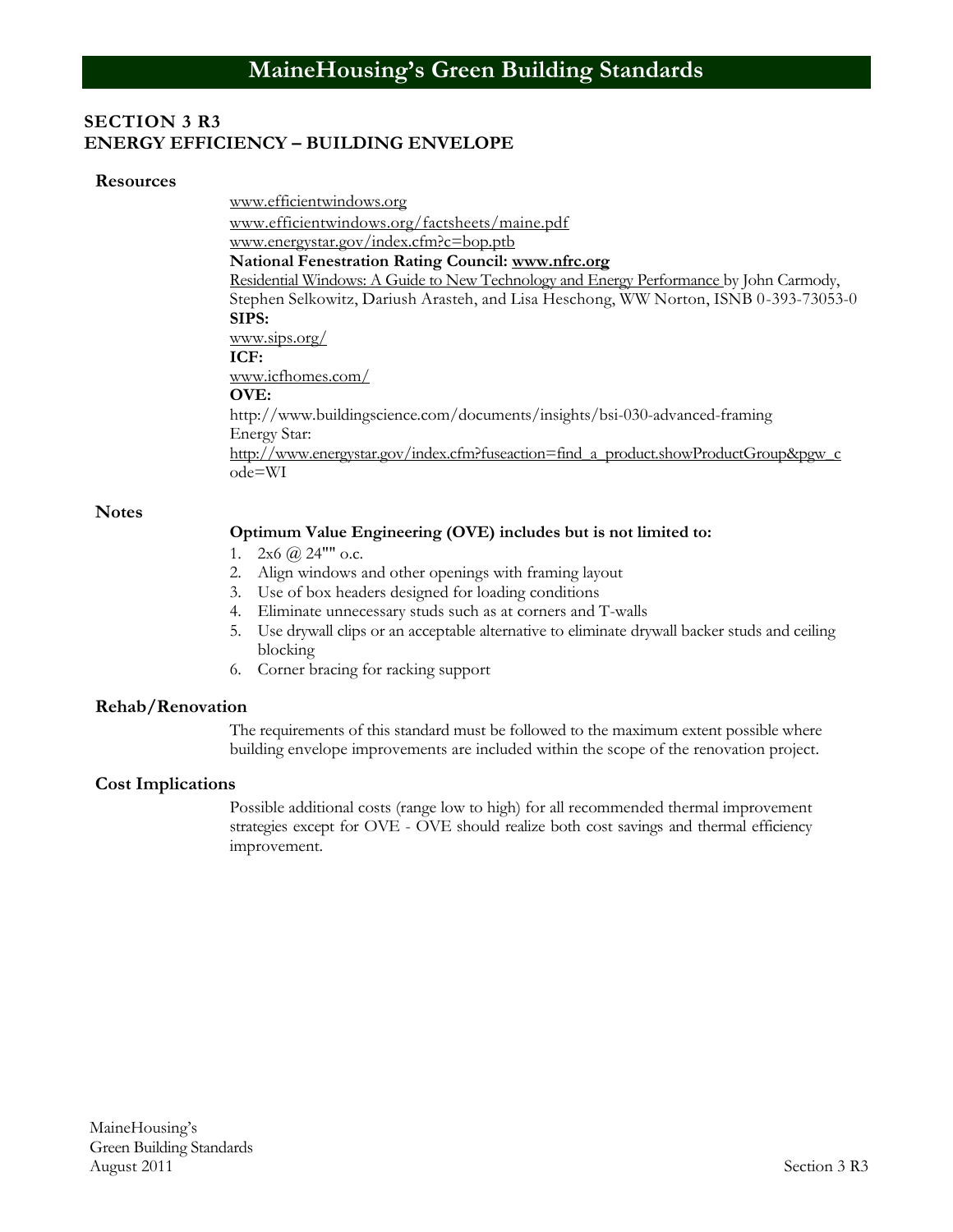## SECTION 3 R3
## ENERGY EFFICIENCY – BUILDING ENVELOPE

### Resources

www.efficientwindows.org
www.efficientwindows.org/factsheets/maine.pdf
www.energystar.gov/index.cfm?c=bop.ptb
**National Fenestration Rating Council: www.nfrc.org**
Residential Windows: A Guide to New Technology and Energy Performance by John Carmody, Stephen Selkowitz, Dariush Arasteh, and Lisa Heschong, WW Norton, ISNB 0-393-73053-0
**SIPS:**
www.sips.org/
**ICF:**
www.icfhomes.com/
**OVE:**
http://www.buildingscience.com/documents/insights/bsi-030-advanced-framing
Energy Star:
http://www.energystar.gov/index.cfm?fuseaction=find_a_product.showProductGroup&pgw_code=WI

### Notes

**Optimum Value Engineering (OVE) includes but is not limited to:**

1. 2x6 @ 24"" o.c.
2. Align windows and other openings with framing layout
3. Use of box headers designed for loading conditions
4. Eliminate unnecessary studs such as at corners and T-walls
5. Use drywall clips or an acceptable alternative to eliminate drywall backer studs and ceiling blocking
6. Corner bracing for racking support

### Rehab/Renovation

The requirements of this standard must be followed to the maximum extent possible where building envelope improvements are included within the scope of the renovation project.

### Cost Implications

Possible additional costs (range low to high) for all recommended thermal improvement strategies except for OVE - OVE should realize both cost savings and thermal efficiency improvement.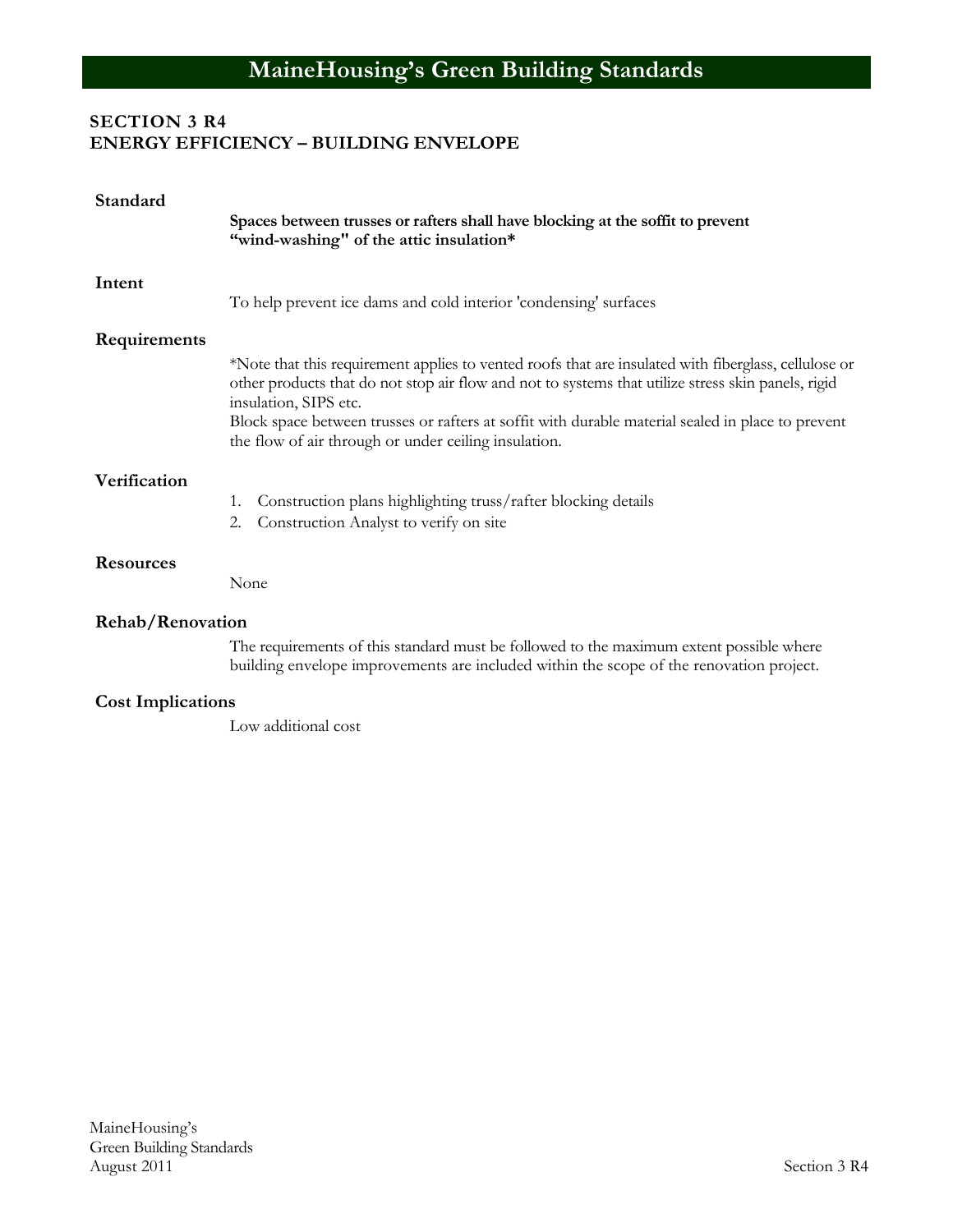## SECTION 3 R4
## ENERGY EFFICIENCY – BUILDING ENVELOPE

### Standard

**Spaces between trusses or rafters shall have blocking at the soffit to prevent "wind-washing" of the attic insulation***

### Intent

To help prevent ice dams and cold interior 'condensing' surfaces

### Requirements

*Note that this requirement applies to vented roofs that are insulated with fiberglass, cellulose or other products that do not stop air flow and not to systems that utilize stress skin panels, rigid insulation, SIPS etc.
Block space between trusses or rafters at soffit with durable material sealed in place to prevent the flow of air through or under ceiling insulation.

### Verification

1. Construction plans highlighting truss/rafter blocking details
2. Construction Analyst to verify on site

### Resources

None

### Rehab/Renovation

The requirements of this standard must be followed to the maximum extent possible where building envelope improvements are included within the scope of the renovation project.

### Cost Implications

Low additional cost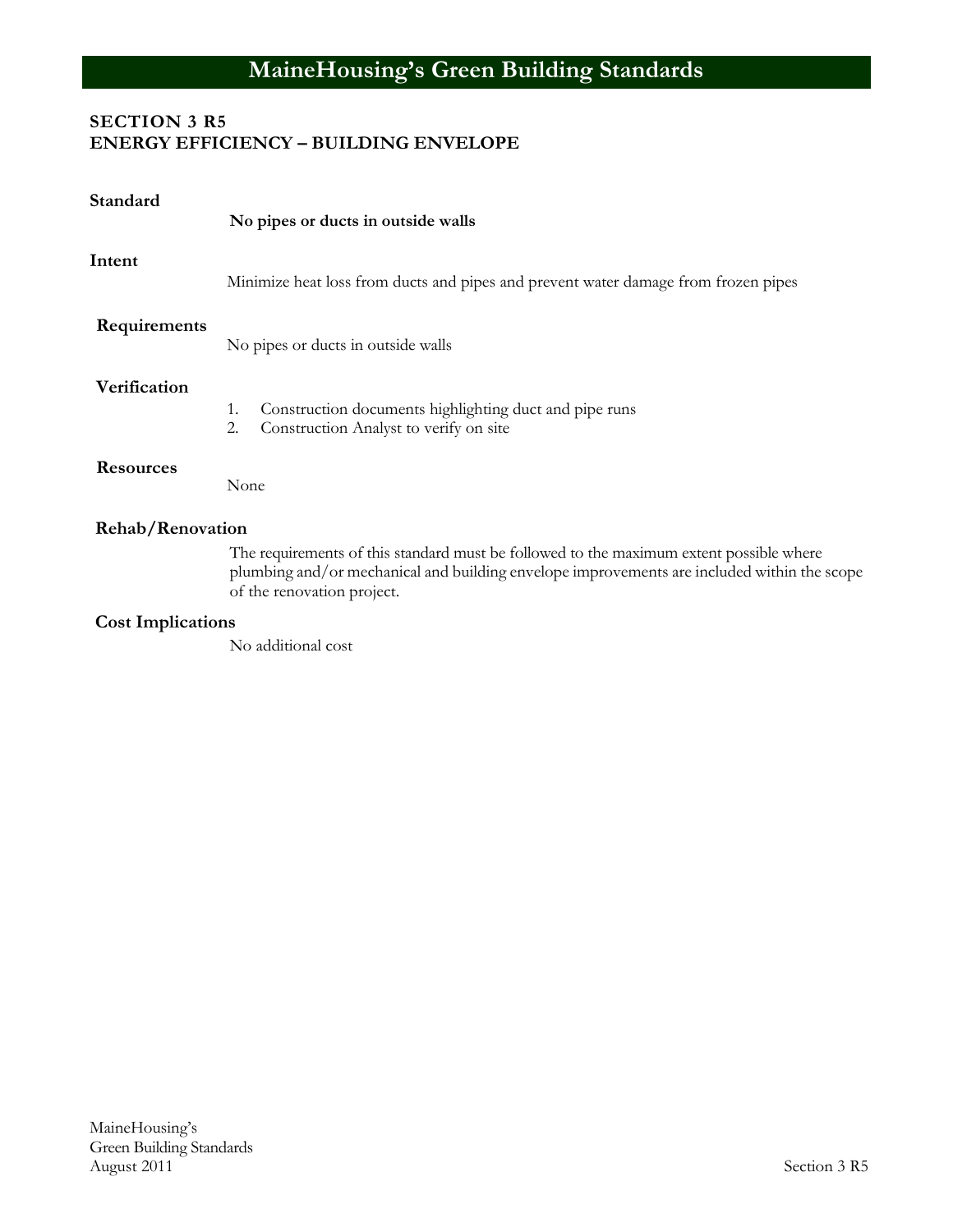# SECTION 3 R5
## ENERGY EFFICIENCY – BUILDING ENVELOPE

### Standard

**No pipes or ducts in outside walls**

### Intent

Minimize heat loss from ducts and pipes and prevent water damage from frozen pipes

### Requirements

No pipes or ducts in outside walls

### Verification

1. Construction documents highlighting duct and pipe runs
2. Construction Analyst to verify on site

### Resources

None

### Rehab/Renovation

The requirements of this standard must be followed to the maximum extent possible where plumbing and/or mechanical and building envelope improvements are included within the scope of the renovation project.

### Cost Implications

No additional cost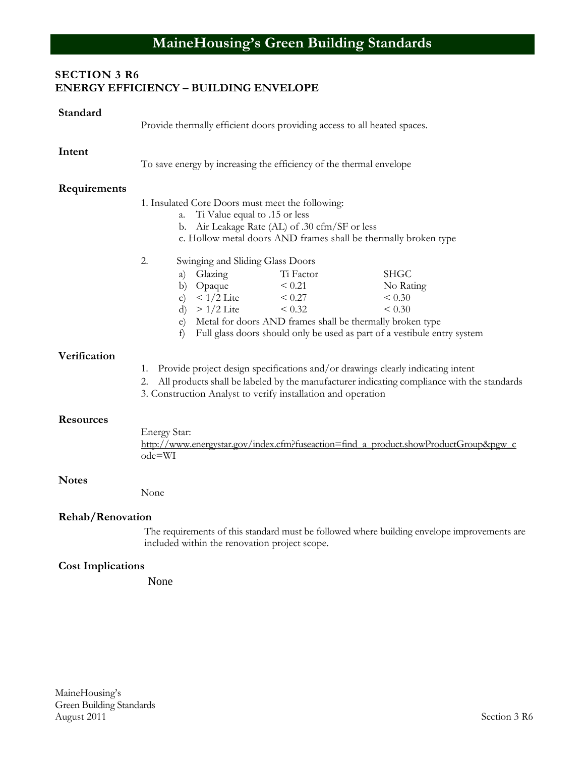# MaineHousing's Green Building Standards

## SECTION 3 R6
## ENERGY EFFICIENCY – BUILDING ENVELOPE

### Standard

Provide thermally efficient doors providing access to all heated spaces.

### Intent

To save energy by increasing the efficiency of the thermal envelope

### Requirements

1. Insulated Core Doors must meet the following:
   a. Ti Value equal to .15 or less
   b. Air Leakage Rate (AL) of .30 cfm/SF or less
   c. Hollow metal doors AND frames shall be thermally broken type

2. Swinging and Sliding Glass Doors

| | Glazing | Ti Factor | SHGC |
|---|---|---|---|
| a) | Glazing | Ti Factor | SHGC |
| b) | Opaque | < 0.21 | No Rating |
| c) | < 1/2 Lite | < 0.27 | < 0.30 |
| d) | > 1/2 Lite | < 0.32 | < 0.30 |

   e) Metal for doors AND frames shall be thermally broken type
   f) Full glass doors should only be used as part of a vestibule entry system

### Verification

1. Provide project design specifications and/or drawings clearly indicating intent
2. All products shall be labeled by the manufacturer indicating compliance with the standards
3. Construction Analyst to verify installation and operation

### Resources

Energy Star:
http://www.energystar.gov/index.cfm?fuseaction=find_a_product.showProductGroup&pgw_code=WI

### Notes

None

### Rehab/Renovation

The requirements of this standard must be followed where building envelope improvements are included within the renovation project scope.

### Cost Implications

None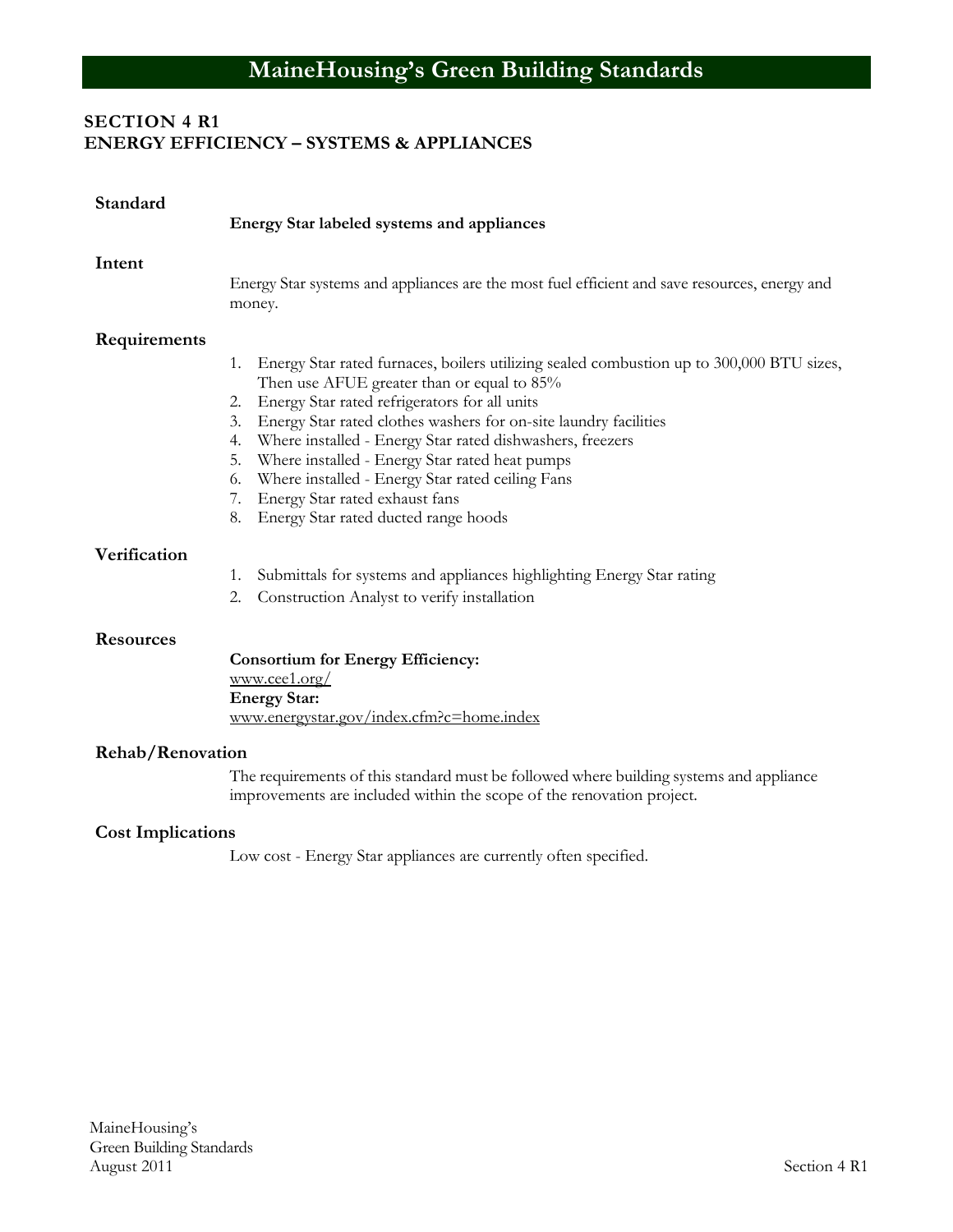## SECTION 4 R1
## ENERGY EFFICIENCY – SYSTEMS & APPLIANCES

### Standard

**Energy Star labeled systems and appliances**

### Intent

Energy Star systems and appliances are the most fuel efficient and save resources, energy and money.

### Requirements

1. Energy Star rated furnaces, boilers utilizing sealed combustion up to 300,000 BTU sizes, Then use AFUE greater than or equal to 85%
2. Energy Star rated refrigerators for all units
3. Energy Star rated clothes washers for on-site laundry facilities
4. Where installed - Energy Star rated dishwashers, freezers
5. Where installed - Energy Star rated heat pumps
6. Where installed - Energy Star rated ceiling Fans
7. Energy Star rated exhaust fans
8. Energy Star rated ducted range hoods

### Verification

1. Submittals for systems and appliances highlighting Energy Star rating
2. Construction Analyst to verify installation

### Resources

**Consortium for Energy Efficiency:**
www.cee1.org/
**Energy Star:**
www.energystar.gov/index.cfm?c=home.index

### Rehab/Renovation

The requirements of this standard must be followed where building systems and appliance improvements are included within the scope of the renovation project.

### Cost Implications

Low cost - Energy Star appliances are currently often specified.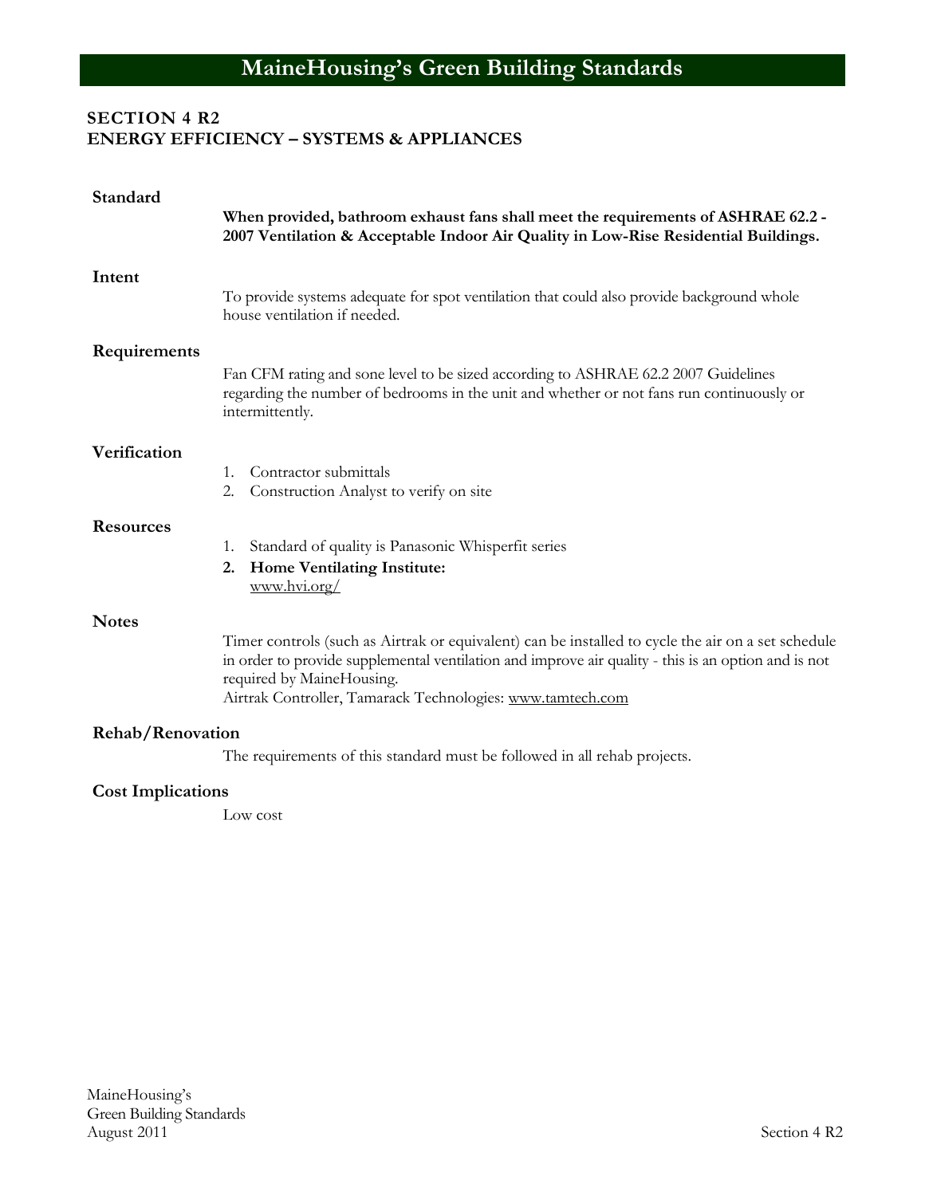## SECTION 4 R2
## ENERGY EFFICIENCY – SYSTEMS & APPLIANCES

### Standard

**When provided, bathroom exhaust fans shall meet the requirements of ASHRAE 62.2 - 2007 Ventilation & Acceptable Indoor Air Quality in Low-Rise Residential Buildings.**

### Intent

To provide systems adequate for spot ventilation that could also provide background whole house ventilation if needed.

### Requirements

Fan CFM rating and sone level to be sized according to ASHRAE 62.2 2007 Guidelines regarding the number of bedrooms in the unit and whether or not fans run continuously or intermittently.

### Verification

1. Contractor submittals
2. Construction Analyst to verify on site

### Resources

1. Standard of quality is Panasonic Whisperfit series
2. **Home Ventilating Institute:**
   www.hvi.org/

### Notes

Timer controls (such as Airtrak or equivalent) can be installed to cycle the air on a set schedule in order to provide supplemental ventilation and improve air quality - this is an option and is not required by MaineHousing.
Airtrak Controller, Tamarack Technologies: www.tamtech.com

### Rehab/Renovation

The requirements of this standard must be followed in all rehab projects.

### Cost Implications

Low cost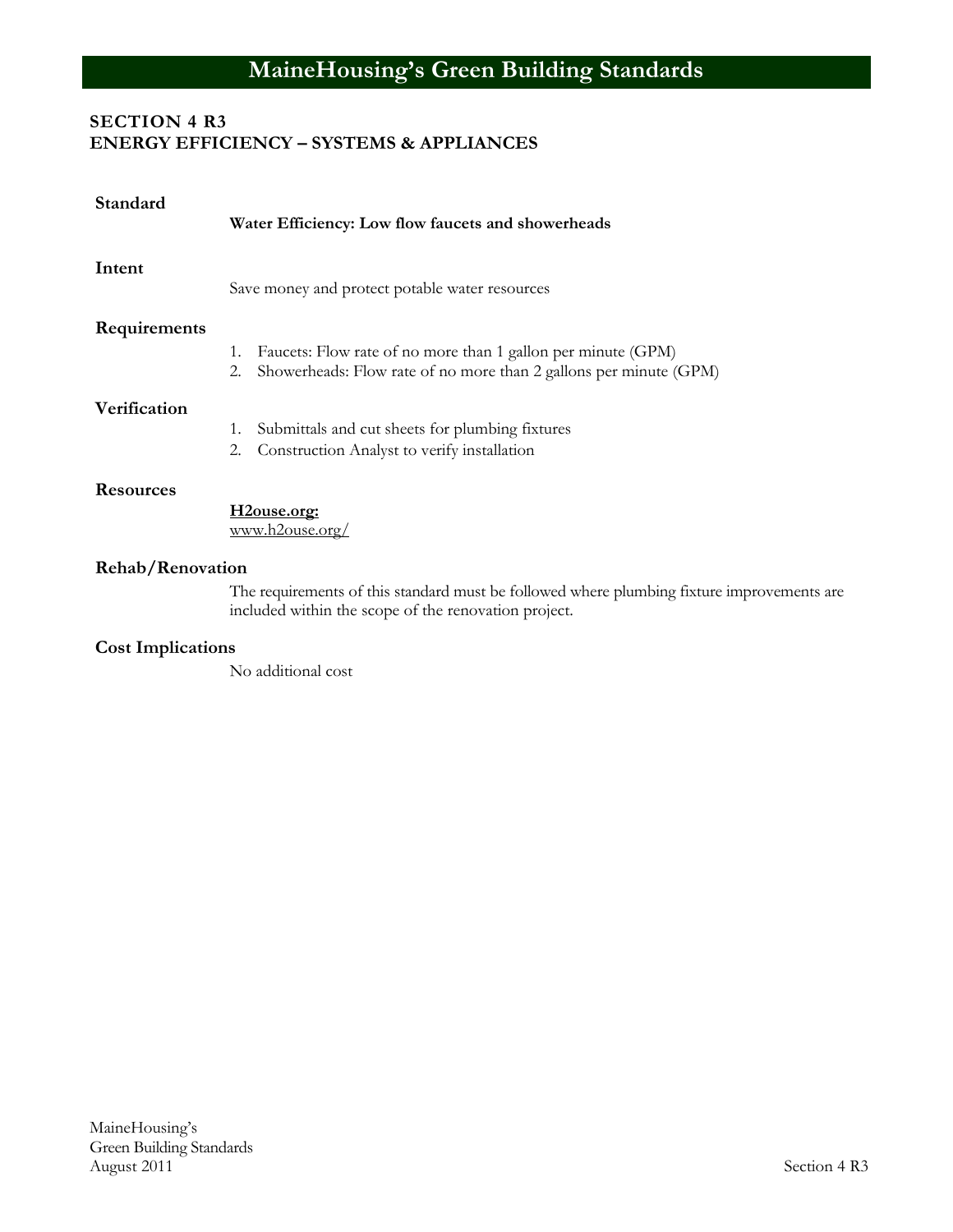## SECTION 4 R3
## ENERGY EFFICIENCY – SYSTEMS & APPLIANCES

### Standard

**Water Efficiency: Low flow faucets and showerheads**

### Intent

Save money and protect potable water resources

### Requirements

1. Faucets: Flow rate of no more than 1 gallon per minute (GPM)
2. Showerheads: Flow rate of no more than 2 gallons per minute (GPM)

### Verification

1. Submittals and cut sheets for plumbing fixtures
2. Construction Analyst to verify installation

### Resources

**H2ouse.org:**
www.h2ouse.org/

### Rehab/Renovation

The requirements of this standard must be followed where plumbing fixture improvements are included within the scope of the renovation project.

### Cost Implications

No additional cost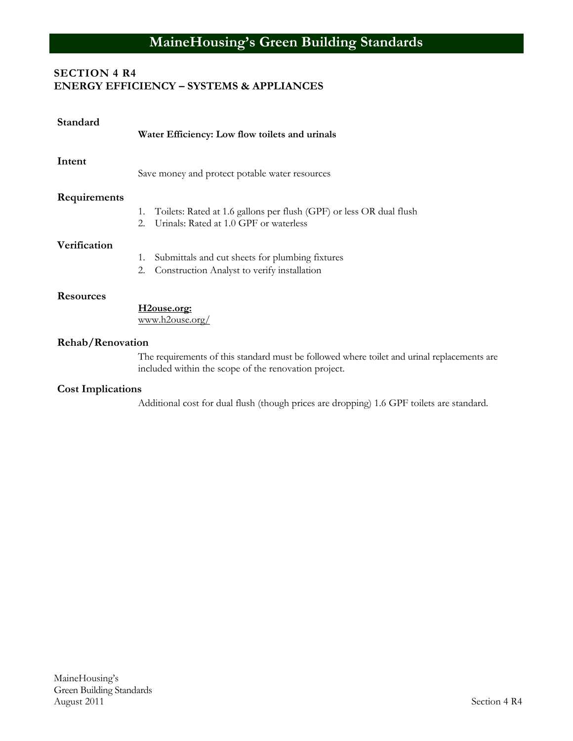## SECTION 4 R4
## ENERGY EFFICIENCY – SYSTEMS & APPLIANCES

**Standard**

**Water Efficiency: Low flow toilets and urinals**

**Intent**

Save money and protect potable water resources

**Requirements**

1. Toilets: Rated at 1.6 gallons per flush (GPF) or less OR dual flush
2. Urinals: Rated at 1.0 GPF or waterless

**Verification**

1. Submittals and cut sheets for plumbing fixtures
2. Construction Analyst to verify installation

**Resources**

**H2ouse.org:**
www.h2ouse.org/

**Rehab/Renovation**

The requirements of this standard must be followed where toilet and urinal replacements are included within the scope of the renovation project.

**Cost Implications**

Additional cost for dual flush (though prices are dropping) 1.6 GPF toilets are standard.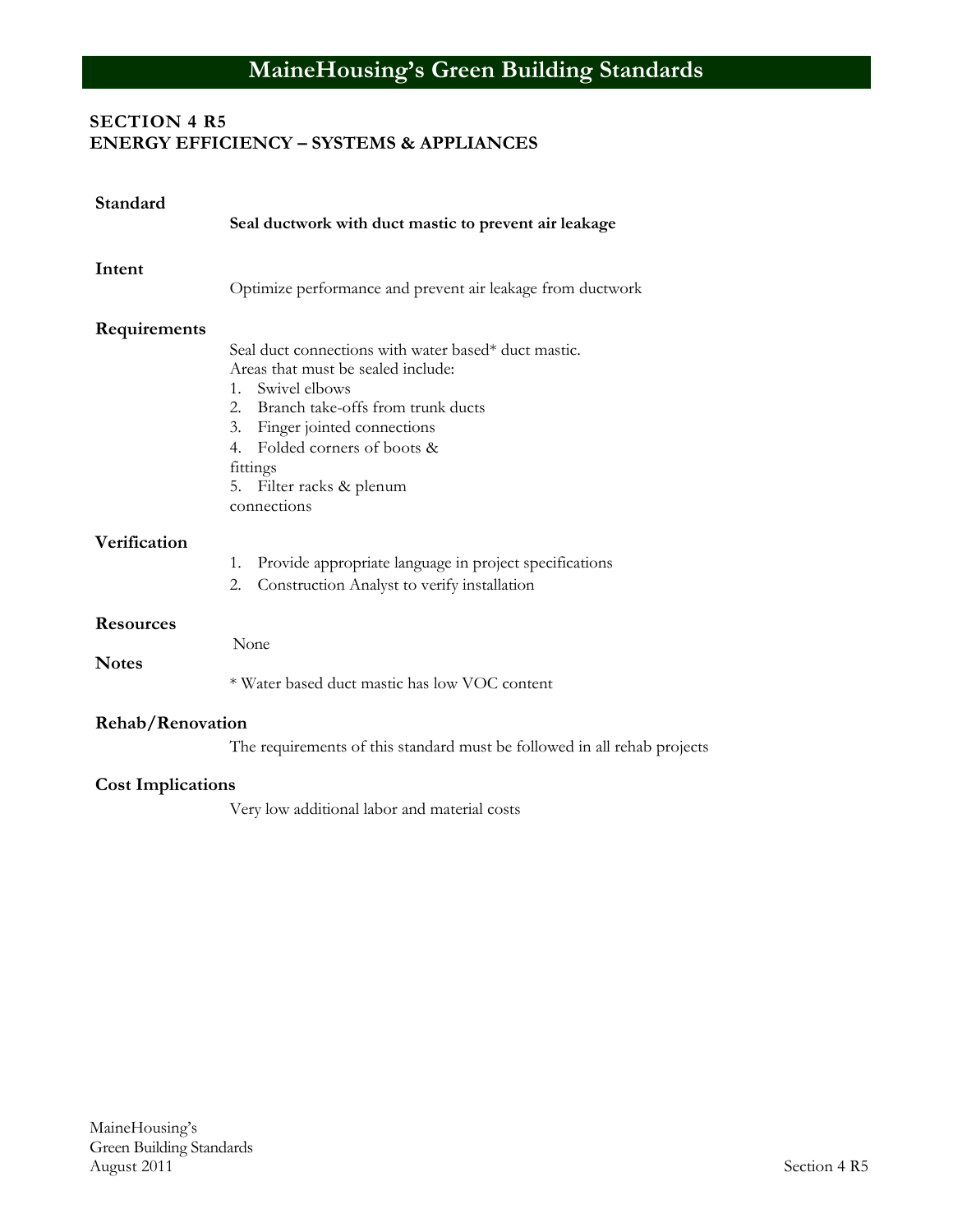# MaineHousing's Green Building Standards

## SECTION 4 R5
## ENERGY EFFICIENCY – SYSTEMS & APPLIANCES

**Standard**

**Seal ductwork with duct mastic to prevent air leakage**

**Intent**

Optimize performance and prevent air leakage from ductwork

**Requirements**

Seal duct connections with water based* duct mastic.
Areas that must be sealed include:

1. Swivel elbows
2. Branch take-offs from trunk ducts
3. Finger jointed connections
4. Folded corners of boots & fittings
5. Filter racks & plenum connections

**Verification**

1. Provide appropriate language in project specifications
2. Construction Analyst to verify installation

**Resources**

None

**Notes**

* Water based duct mastic has low VOC content

**Rehab/Renovation**

The requirements of this standard must be followed in all rehab projects

**Cost Implications**

Very low additional labor and material costs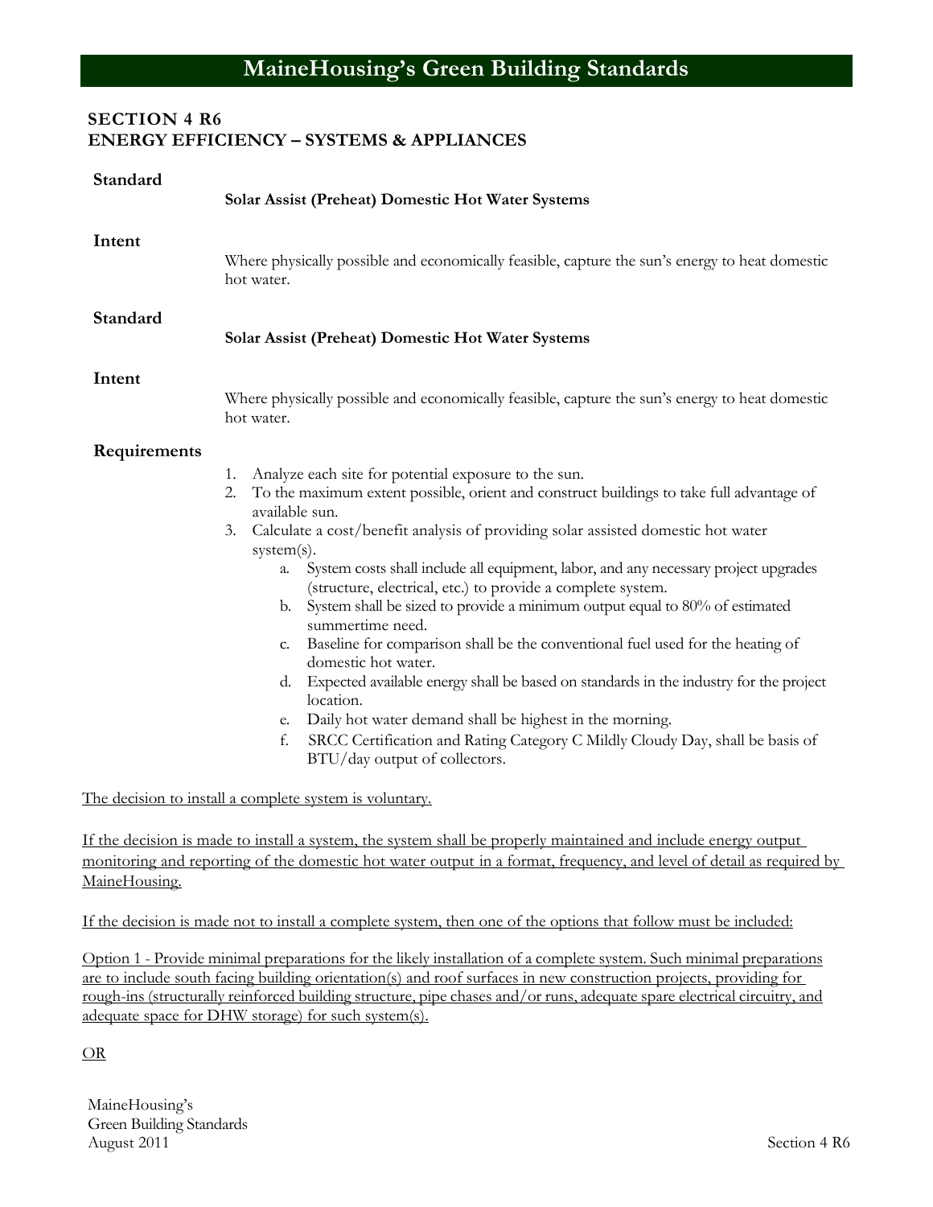# MaineHousing's Green Building Standards

## SECTION 4 R6
## ENERGY EFFICIENCY – SYSTEMS & APPLIANCES

**Standard**

**Solar Assist (Preheat) Domestic Hot Water Systems**

**Intent**

Where physically possible and economically feasible, capture the sun's energy to heat domestic hot water.

**Standard**

**Solar Assist (Preheat) Domestic Hot Water Systems**

**Intent**

Where physically possible and economically feasible, capture the sun's energy to heat domestic hot water.

**Requirements**

1. Analyze each site for potential exposure to the sun.
2. To the maximum extent possible, orient and construct buildings to take full advantage of available sun.
3. Calculate a cost/benefit analysis of providing solar assisted domestic hot water system(s).
   a. System costs shall include all equipment, labor, and any necessary project upgrades (structure, electrical, etc.) to provide a complete system.
   b. System shall be sized to provide a minimum output equal to 80% of estimated summertime need.
   c. Baseline for comparison shall be the conventional fuel used for the heating of domestic hot water.
   d. Expected available energy shall be based on standards in the industry for the project location.
   e. Daily hot water demand shall be highest in the morning.
   f. SRCC Certification and Rating Category C Mildly Cloudy Day, shall be basis of BTU/day output of collectors.

<u>The decision to install a complete system is voluntary.</u>

<u>If the decision is made to install a system, the system shall be properly maintained and include energy output monitoring and reporting of the domestic hot water output in a format, frequency, and level of detail as required by MaineHousing.</u>

<u>If the decision is made not to install a complete system, then one of the options that follow must be included:</u>

<u>Option 1 - Provide minimal preparations for the likely installation of a complete system. Such minimal preparations are to include south facing building orientation(s) and roof surfaces in new construction projects, providing for rough-ins (structurally reinforced building structure, pipe chases and/or runs, adequate spare electrical circuitry, and adequate space for DHW storage) for such system(s).</u>

<u>OR</u>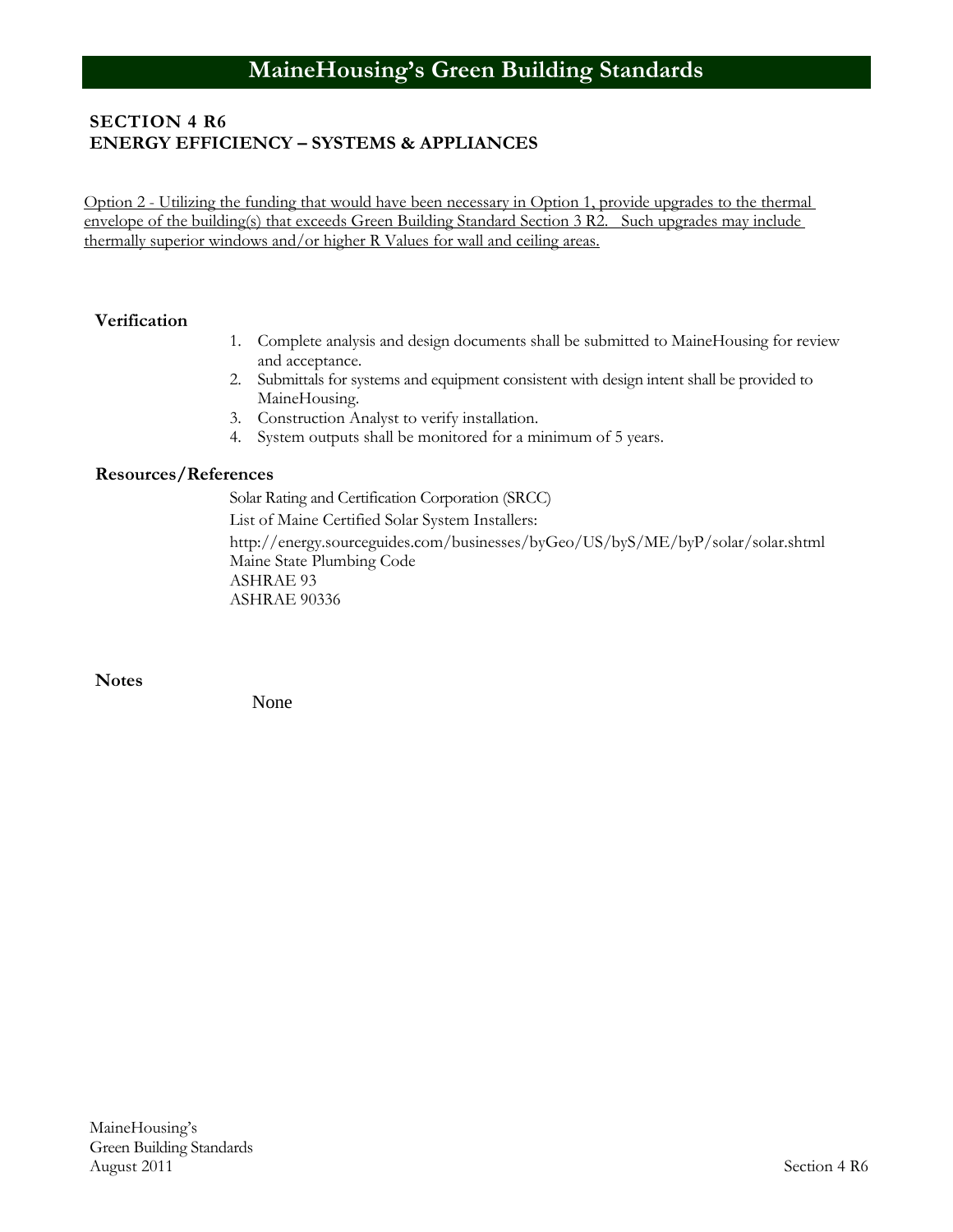## SECTION 4 R6
## ENERGY EFFICIENCY – SYSTEMS & APPLIANCES

<u>Option 2 - Utilizing the funding that would have been necessary in Option 1, provide upgrades to the thermal envelope of the building(s) that exceeds Green Building Standard Section 3 R2. Such upgrades may include thermally superior windows and/or higher R Values for wall and ceiling areas.</u>

### Verification

1. Complete analysis and design documents shall be submitted to MaineHousing for review and acceptance.
2. Submittals for systems and equipment consistent with design intent shall be provided to MaineHousing.
3. Construction Analyst to verify installation.
4. System outputs shall be monitored for a minimum of 5 years.

### Resources/References

Solar Rating and Certification Corporation (SRCC)

List of Maine Certified Solar System Installers:

http://energy.sourceguides.com/businesses/byGeo/US/byS/ME/byP/solar/solar.shtml
Maine State Plumbing Code
ASHRAE 93
ASHRAE 90336

### Notes

None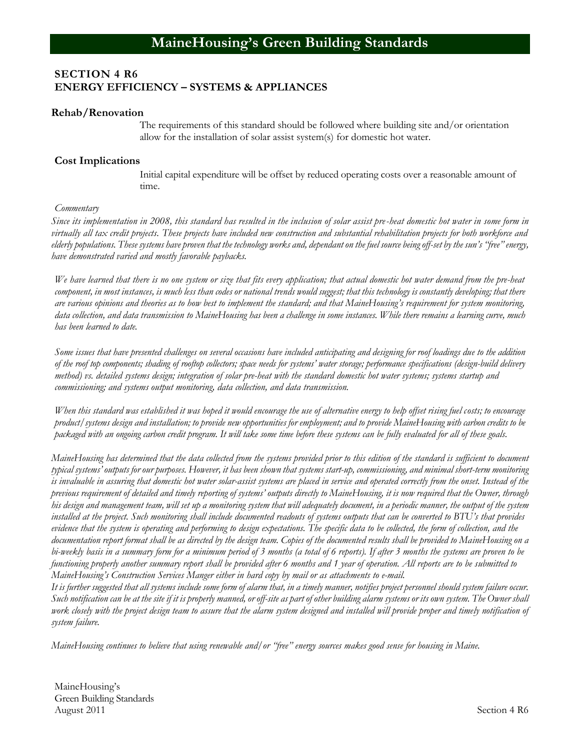## SECTION 4 R6
## ENERGY EFFICIENCY – SYSTEMS & APPLIANCES

### Rehab/Renovation

The requirements of this standard should be followed where building site and/or orientation allow for the installation of solar assist system(s) for domestic hot water.

### Cost Implications

Initial capital expenditure will be offset by reduced operating costs over a reasonable amount of time.

*Commentary*

*Since its implementation in 2008, this standard has resulted in the inclusion of solar assist pre-heat domestic hot water in some form in virtually all tax credit projects. These projects have included new construction and substantial rehabilitation projects for both workforce and elderly populations. These systems have proven that the technology works and, dependant on the fuel source being off-set by the sun's "free" energy, have demonstrated varied and mostly favorable paybacks.*

*We have learned that there is no one system or size that fits every application; that actual domestic hot water demand from the pre-heat component, in most instances, is much less than codes or national trends would suggest; that this technology is constantly developing; that there are various opinions and theories as to how best to implement the standard; and that MaineHousing's requirement for system monitoring, data collection, and data transmission to MaineHousing has been a challenge in some instances. While there remains a learning curve, much has been learned to date.*

*Some issues that have presented challenges on several occasions have included anticipating and designing for roof loadings due to the addition of the roof top components; shading of rooftop collectors; space needs for systems' water storage; performance specifications (design-build delivery method) vs. detailed systems design; integration of solar pre-heat with the standard domestic hot water systems; systems startup and commissioning; and systems output monitoring, data collection, and data transmission.*

*When this standard was established it was hoped it would encourage the use of alternative energy to help offset rising fuel costs; to encourage product/systems design and installation; to provide new opportunities for employment; and to provide MaineHousing with carbon credits to be packaged with an ongoing carbon credit program. It will take some time before these systems can be fully evaluated for all of these goals.*

*MaineHousing has determined that the data collected from the systems provided prior to this edition of the standard is sufficient to document typical systems' outputs for our purposes. However, it has been shown that systems start-up, commissioning, and minimal short-term monitoring is invaluable in assuring that domestic hot water solar-assist systems are placed in service and operated correctly from the onset. Instead of the previous requirement of detailed and timely reporting of systems' outputs directly to MaineHousing, it is now required that the Owner, through his design and management team, will set up a monitoring system that will adequately document, in a periodic manner, the output of the system installed at the project. Such monitoring shall include documented readouts of systems outputs that can be converted to BTU's that provides evidence that the system is operating and performing to design expectations. The specific data to be collected, the form of collection, and the documentation report format shall be as directed by the design team. Copies of the documented results shall be provided to MaineHousing on a bi-weekly basis in a summary form for a minimum period of 3 months (a total of 6 reports). If after 3 months the systems are proven to be functioning properly another summary report shall be provided after 6 months and 1 year of operation. All reports are to be submitted to MaineHousing's Construction Services Manger either in hard copy by mail or as attachments to e-mail.*

*It is further suggested that all systems include some form of alarm that, in a timely manner, notifies project personnel should system failure occur. Such notification can be at the site if it is properly manned, or off-site as part of other building alarm systems or its own system. The Owner shall work closely with the project design team to assure that the alarm system designed and installed will provide proper and timely notification of system failure.*

*MaineHousing continues to believe that using renewable and/or "free" energy sources makes good sense for housing in Maine.*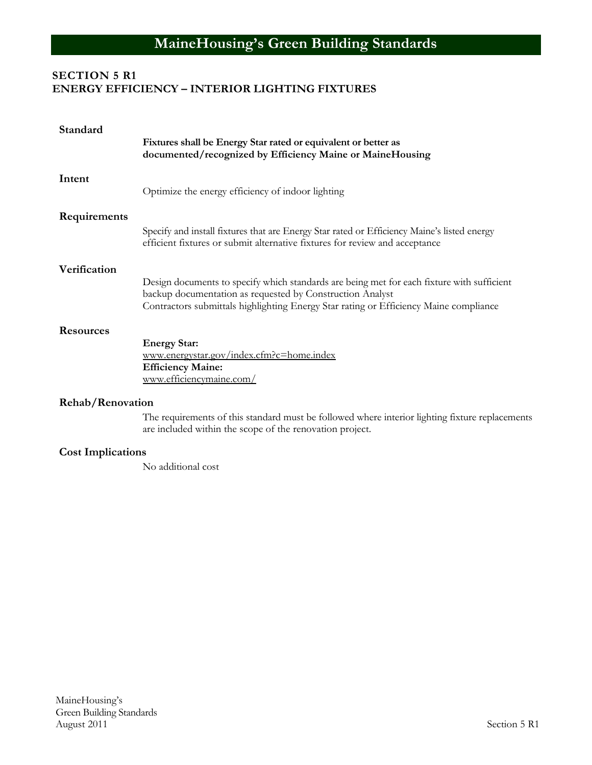## SECTION 5 R1
## ENERGY EFFICIENCY – INTERIOR LIGHTING FIXTURES

### Standard

**Fixtures shall be Energy Star rated or equivalent or better as documented/recognized by Efficiency Maine or MaineHousing**

### Intent

Optimize the energy efficiency of indoor lighting

### Requirements

Specify and install fixtures that are Energy Star rated or Efficiency Maine's listed energy efficient fixtures or submit alternative fixtures for review and acceptance

### Verification

Design documents to specify which standards are being met for each fixture with sufficient backup documentation as requested by Construction Analyst
Contractors submittals highlighting Energy Star rating or Efficiency Maine compliance

### Resources

**Energy Star:**
www.energystar.gov/index.cfm?c=home.index
**Efficiency Maine:**
www.efficiencymaine.com/

### Rehab/Renovation

The requirements of this standard must be followed where interior lighting fixture replacements are included within the scope of the renovation project.

### Cost Implications

No additional cost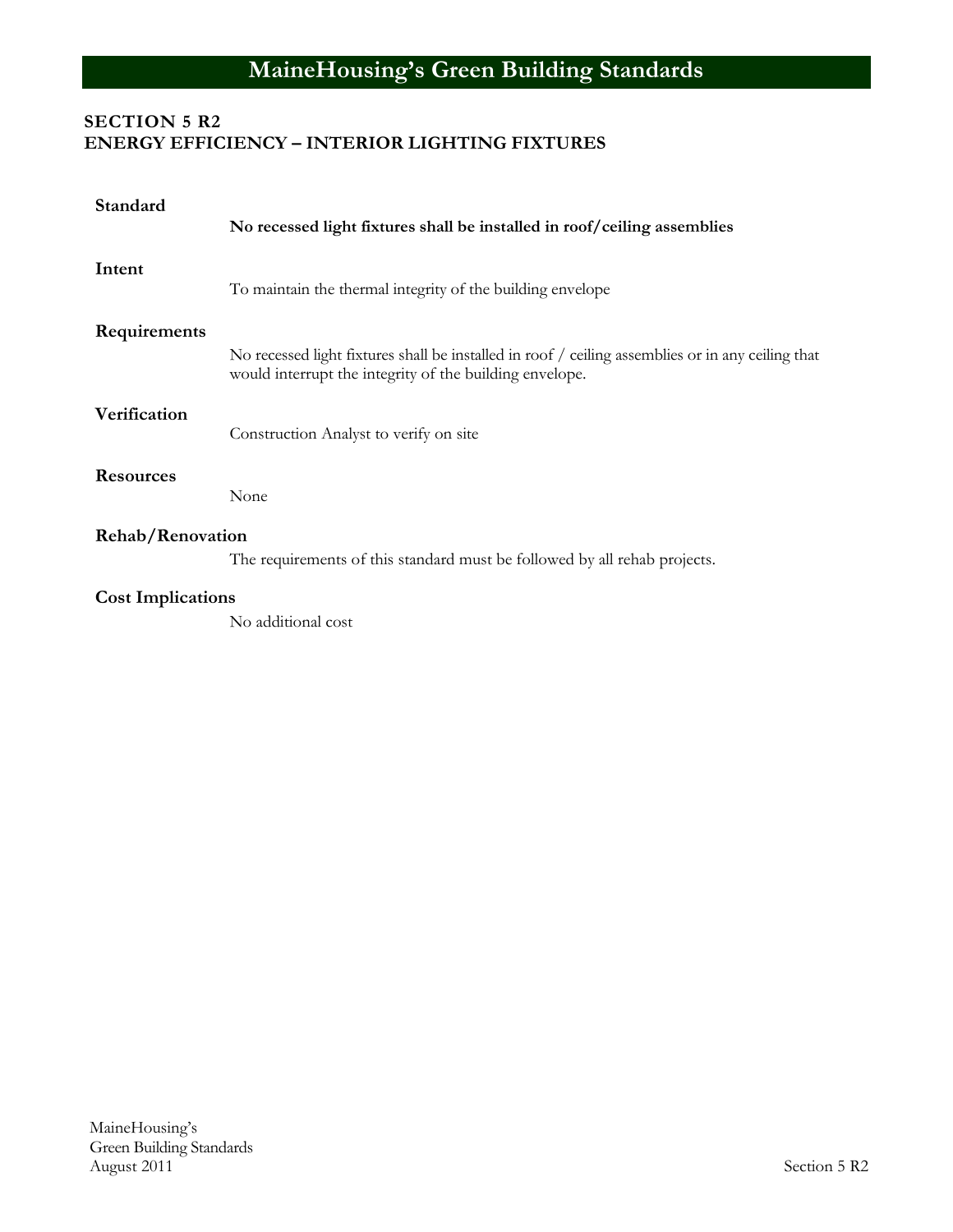## SECTION 5 R2
## ENERGY EFFICIENCY – INTERIOR LIGHTING FIXTURES

**Standard**

**No recessed light fixtures shall be installed in roof/ceiling assemblies**

**Intent**

To maintain the thermal integrity of the building envelope

**Requirements**

No recessed light fixtures shall be installed in roof / ceiling assemblies or in any ceiling that would interrupt the integrity of the building envelope.

**Verification**

Construction Analyst to verify on site

**Resources**

None

**Rehab/Renovation**

The requirements of this standard must be followed by all rehab projects.

**Cost Implications**

No additional cost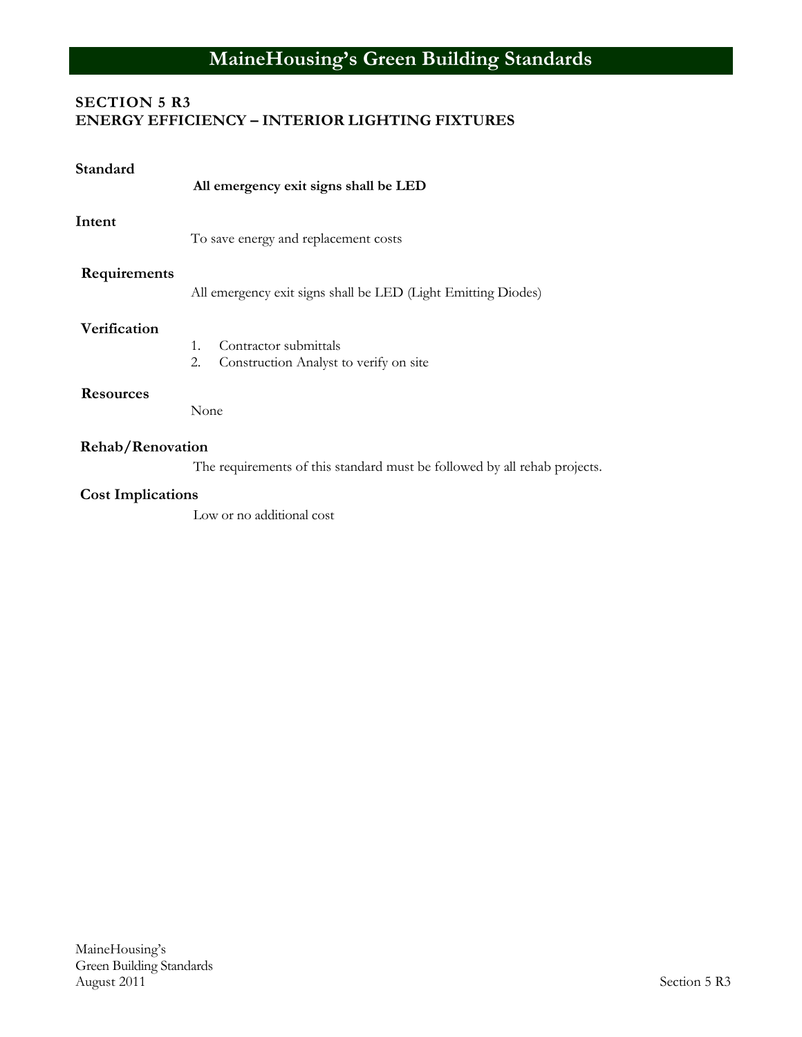## SECTION 5 R3
## ENERGY EFFICIENCY – INTERIOR LIGHTING FIXTURES

**Standard**

**All emergency exit signs shall be LED**

**Intent**

To save energy and replacement costs

**Requirements**

All emergency exit signs shall be LED (Light Emitting Diodes)

**Verification**

1. Contractor submittals
2. Construction Analyst to verify on site

**Resources**

None

**Rehab/Renovation**

The requirements of this standard must be followed by all rehab projects.

**Cost Implications**

Low or no additional cost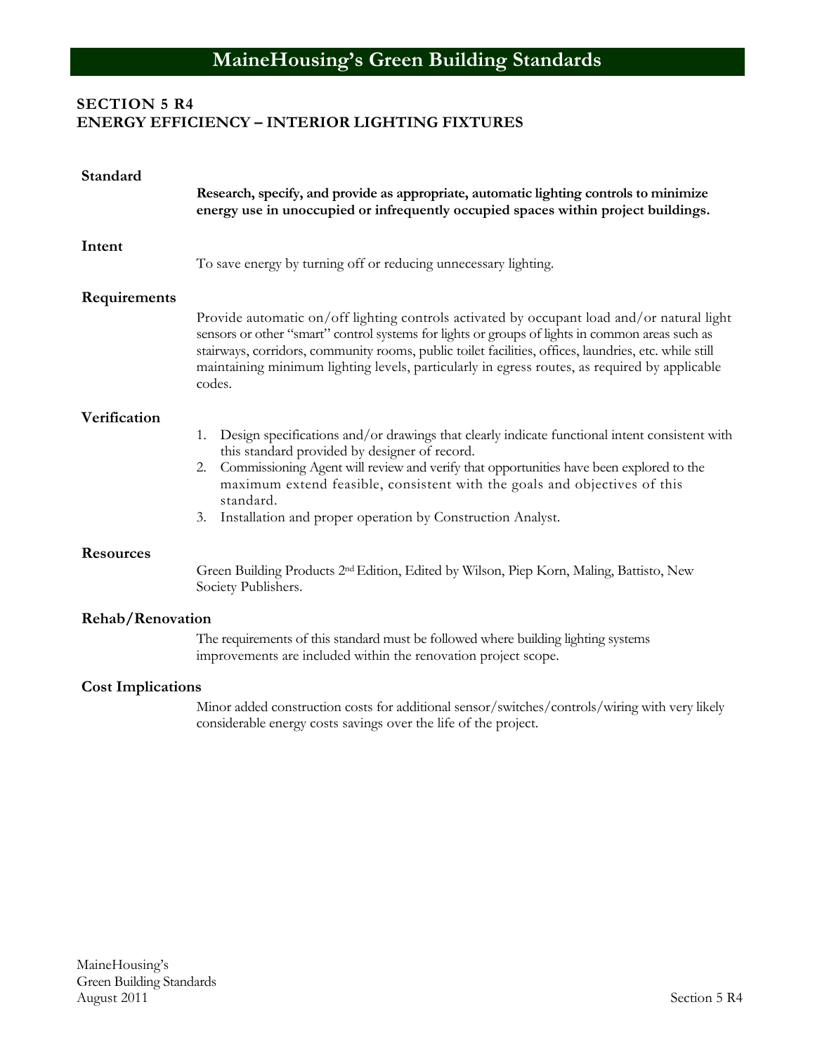# MaineHousing's Green Building Standards

## SECTION 5 R4
## ENERGY EFFICIENCY – INTERIOR LIGHTING FIXTURES

### Standard

**Research, specify, and provide as appropriate, automatic lighting controls to minimize energy use in unoccupied or infrequently occupied spaces within project buildings.**

### Intent

To save energy by turning off or reducing unnecessary lighting.

### Requirements

Provide automatic on/off lighting controls activated by occupant load and/or natural light sensors or other "smart" control systems for lights or groups of lights in common areas such as stairways, corridors, community rooms, public toilet facilities, offices, laundries, etc. while still maintaining minimum lighting levels, particularly in egress routes, as required by applicable codes.

### Verification

1. Design specifications and/or drawings that clearly indicate functional intent consistent with this standard provided by designer of record.
2. Commissioning Agent will review and verify that opportunities have been explored to the maximum extend feasible, consistent with the goals and objectives of this standard.
3. Installation and proper operation by Construction Analyst.

### Resources

Green Building Products 2nd Edition, Edited by Wilson, Piep Korn, Maling, Battisto, New Society Publishers.

### Rehab/Renovation

The requirements of this standard must be followed where building lighting systems improvements are included within the renovation project scope.

### Cost Implications

Minor added construction costs for additional sensor/switches/controls/wiring with very likely considerable energy costs savings over the life of the project.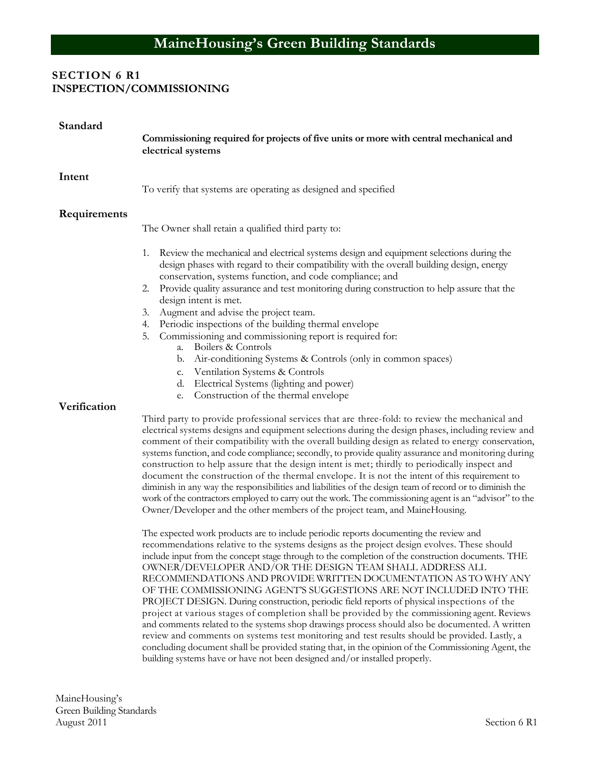# MaineHousing's Green Building Standards

## SECTION 6 R1
## INSPECTION/COMMISSIONING

### Standard

**Commissioning required for projects of five units or more with central mechanical and electrical systems**

### Intent

To verify that systems are operating as designed and specified

### Requirements

The Owner shall retain a qualified third party to:

1. Review the mechanical and electrical systems design and equipment selections during the design phases with regard to their compatibility with the overall building design, energy conservation, systems function, and code compliance; and
2. Provide quality assurance and test monitoring during construction to help assure that the design intent is met.
3. Augment and advise the project team.
4. Periodic inspections of the building thermal envelope
5. Commissioning and commissioning report is required for:
   a. Boilers & Controls
   b. Air-conditioning Systems & Controls (only in common spaces)
   c. Ventilation Systems & Controls
   d. Electrical Systems (lighting and power)
   e. Construction of the thermal envelope

### Verification

Third party to provide professional services that are three-fold: to review the mechanical and electrical systems designs and equipment selections during the design phases, including review and comment of their compatibility with the overall building design as related to energy conservation, systems function, and code compliance; secondly, to provide quality assurance and monitoring during construction to help assure that the design intent is met; thirdly to periodically inspect and document the construction of the thermal envelope. It is not the intent of this requirement to diminish in any way the responsibilities and liabilities of the design team of record or to diminish the work of the contractors employed to carry out the work. The commissioning agent is an "advisor" to the Owner/Developer and the other members of the project team, and MaineHousing.

The expected work products are to include periodic reports documenting the review and recommendations relative to the systems designs as the project design evolves. These should include input from the concept stage through to the completion of the construction documents. THE OWNER/DEVELOPER AND/OR THE DESIGN TEAM SHALL ADDRESS ALL RECOMMENDATIONS AND PROVIDE WRITTEN DOCUMENTATION AS TO WHY ANY OF THE COMMISSIONING AGENT'S SUGGESTIONS ARE NOT INCLUDED INTO THE PROJECT DESIGN. During construction, periodic field reports of physical inspections of the project at various stages of completion shall be provided by the commissioning agent. Reviews and comments related to the systems shop drawings process should also be documented. A written review and comments on systems test monitoring and test results should be provided. Lastly, a concluding document shall be provided stating that, in the opinion of the Commissioning Agent, the building systems have or have not been designed and/or installed properly.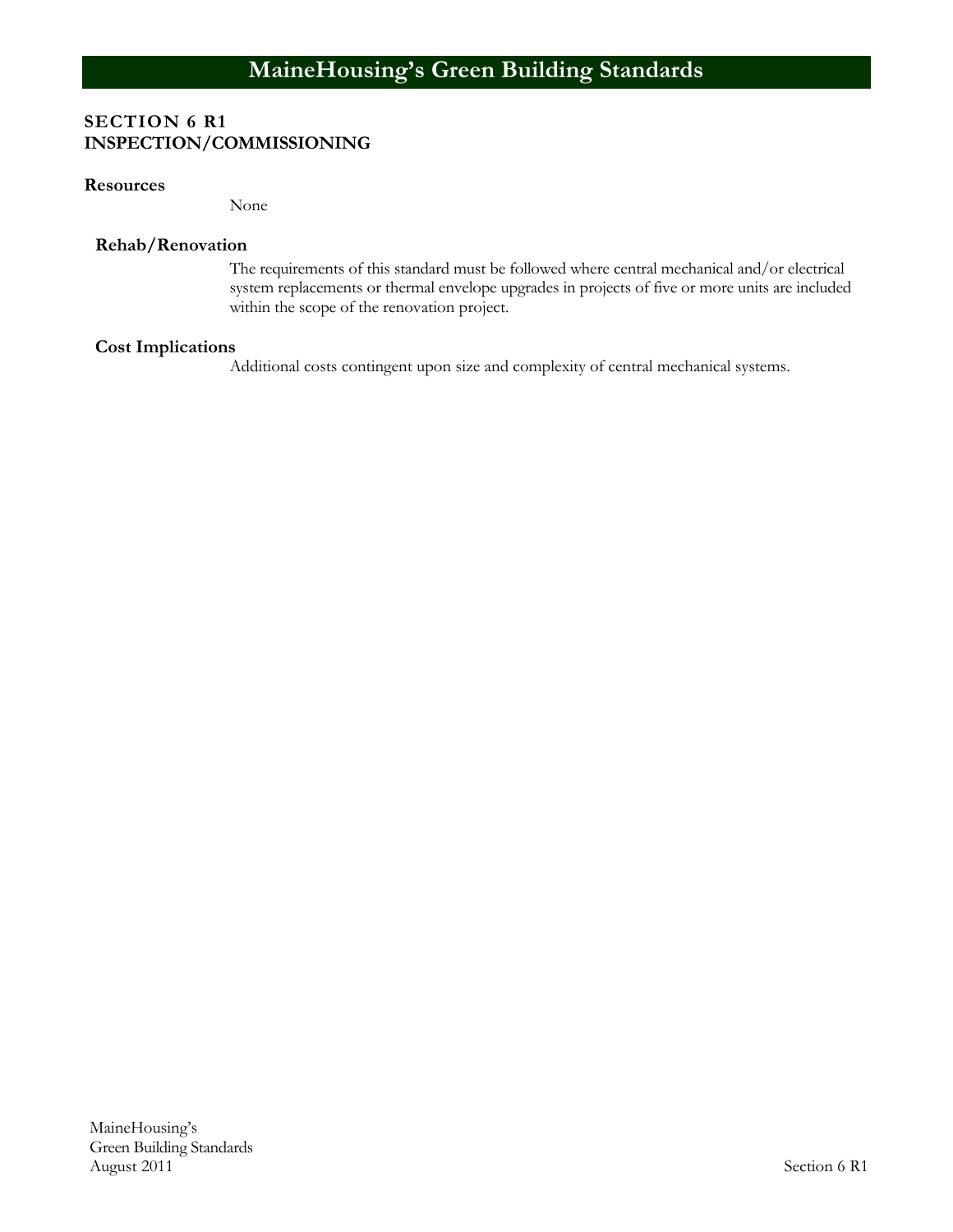## SECTION 6 R1
## INSPECTION/COMMISSIONING

**Resources**

None

**Rehab/Renovation**

The requirements of this standard must be followed where central mechanical and/or electrical system replacements or thermal envelope upgrades in projects of five or more units are included within the scope of the renovation project.

**Cost Implications**

Additional costs contingent upon size and complexity of central mechanical systems.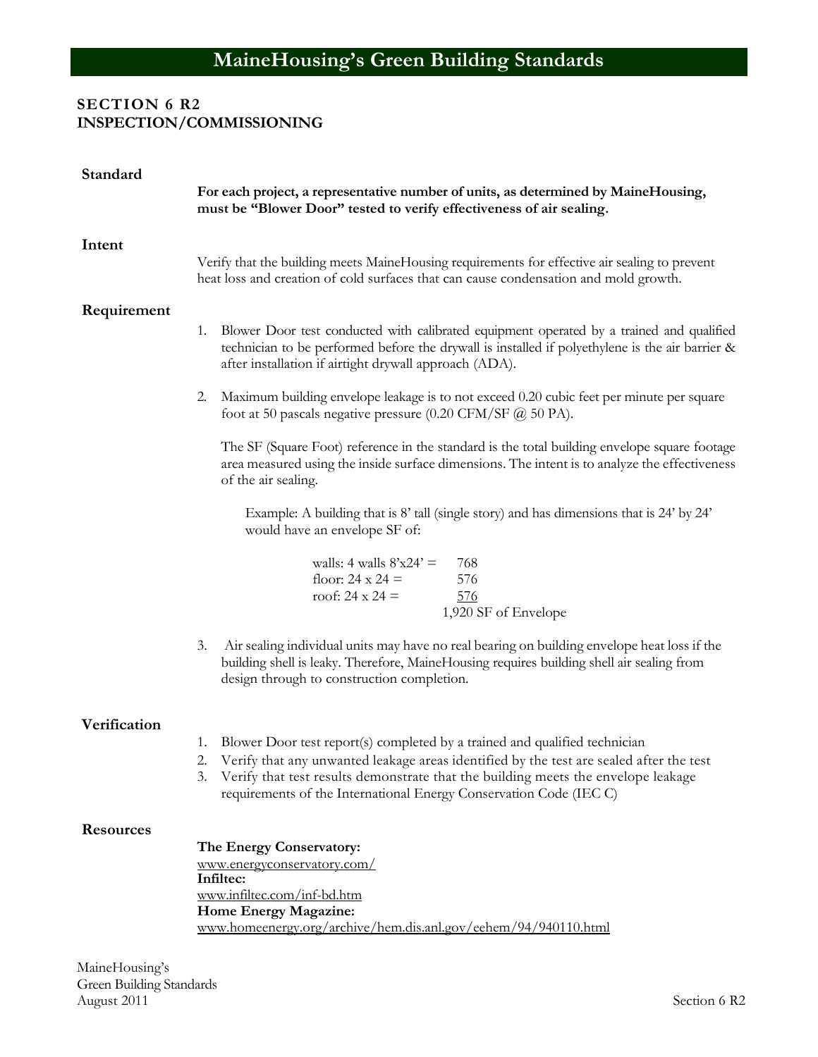# MaineHousing's Green Building Standards

## SECTION 6 R2
## INSPECTION/COMMISSIONING

### Standard

**For each project, a representative number of units, as determined by MaineHousing, must be "Blower Door" tested to verify effectiveness of air sealing.**

### Intent

Verify that the building meets MaineHousing requirements for effective air sealing to prevent heat loss and creation of cold surfaces that can cause condensation and mold growth.

### Requirement

1. Blower Door test conducted with calibrated equipment operated by a trained and qualified technician to be performed before the drywall is installed if polyethylene is the air barrier & after installation if airtight drywall approach (ADA).

2. Maximum building envelope leakage is to not exceed 0.20 cubic feet per minute per square foot at 50 pascals negative pressure (0.20 CFM/SF @ 50 PA).

   The SF (Square Foot) reference in the standard is the total building envelope square footage area measured using the inside surface dimensions. The intent is to analyze the effectiveness of the air sealing.

   Example: A building that is 8' tall (single story) and has dimensions that is 24' by 24' would have an envelope SF of:

   | | |
   |---|---|
   | walls: 4 walls 8'x24' = | 768 |
   | floor: 24 x 24 = | 576 |
   | roof: 24 x 24 = | 576 |
   | | 1,920 SF of Envelope |

3. Air sealing individual units may have no real bearing on building envelope heat loss if the building shell is leaky. Therefore, MaineHousing requires building shell air sealing from design through to construction completion.

### Verification

1. Blower Door test report(s) completed by a trained and qualified technician
2. Verify that any unwanted leakage areas identified by the test are sealed after the test
3. Verify that test results demonstrate that the building meets the envelope leakage requirements of the International Energy Conservation Code (IEC C)

### Resources

**The Energy Conservatory:**
www.energyconservatory.com/
**Infiltec:**
www.infiltec.com/inf-bd.htm
**Home Energy Magazine:**
www.homeenergy.org/archive/hem.dis.anl.gov/eehem/94/940110.html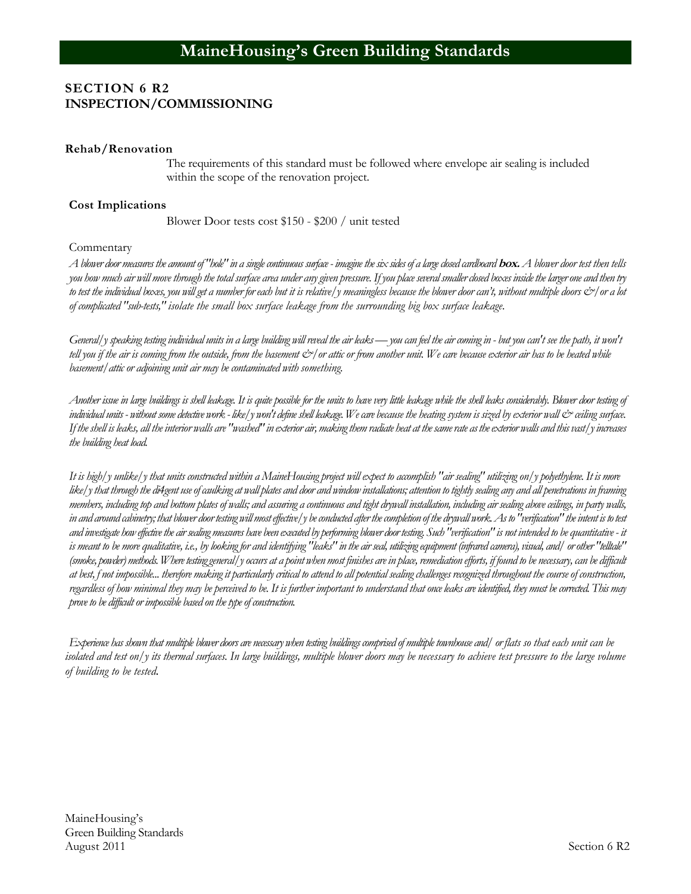## SECTION 6 R2
## INSPECTION/COMMISSIONING

### Rehab/Renovation

The requirements of this standard must be followed where envelope air sealing is included within the scope of the renovation project.

### Cost Implications

Blower Door tests cost $150 - $200 / unit tested

Commentary

*A blower door measures the amount of "hole" in a single continuous surface - imagine the six sides of a large closed cardboard* ***box.*** *A blower door test then tells you how much air will move through the total surface area under any given pressure. If you place several smaller closed boxes inside the larger one and then try to test the individual boxes, you will get a number for each but it is relative/y meaningless because the blower door can't, without multiple doors &/or a lot of complicated "sub-tests," isolate the small box surface leakage from the surrounding big box surface leakage.*

*General/y speaking testing individual units in a large building will reveal the air leaks — you can feel the air coming in - but you can't see the path, it won't tell you if the air is coming from the outside, from the basement &/or attic or from another unit. We care because exterior air has to be heated while basement/attic or adjoining unit air may be contaminated with something.*

*Another issue in large buildings is shell leakage. It is quite possible for the units to have very little leakage while the shell leaks considerably. Blower door testing of individual units - without some detective work - like/y won't define shell leakage. We care because the heating system is sized by exterior wall & ceiling surface. If the shell is leaks, all the interior walls are "washed" in exterior air, making them radiate heat at the same rate as the exterior walls and this vast/y increases the building heat load.*

*It is high/y unlike/y that units constructed within a MaineHousing project will expect to accomplish "air sealing" utilizing on/y polyethylene. It is more like/y that through the di4gent use of caulking at wall plates and door and window installations; attention to tightly sealing any and all penetrations in framing members, including top and bottom plates of walls; and assuring a continuous and tight drywall installation, including air sealing above ceilings, in party walls, in and around cabinetry; that blower door testing will most effective/y be conducted after the completion of the drywall work. As to "verification" the intent is to test and investigate how effective the air sealing measures have been executed by performing blower door testing. Such "verification" is not intended to be quantitative - it is meant to be more qualitative, i.e., by looking for and identifying "leaks" in the air seal, utilizing equipment (infrared camera), visual, and/ or other "telltale" (smoke, powder) methods. Where testing general/y occurs at a point when most finishes are in place, remediation efforts, if found to be necessary, can be difficult at best, f not impossible... therefore making it particularly critical to attend to all potential sealing challenges recognized throughout the course of construction, regardless of how minimal they may be perceived to be. It is further important to understand that once leaks are identified, they must be corrected. This may prove to be difficult or impossible based on the type of construction.*

*Experience has shown that multiple blower doors are necessary when testing buildings comprised of multiple townhouse and/ or flats so that each unit can be isolated and test on/y its thermal surfaces. In large buildings, multiple blower doors may be necessary to achieve test pressure to the large volume of building to be tested.*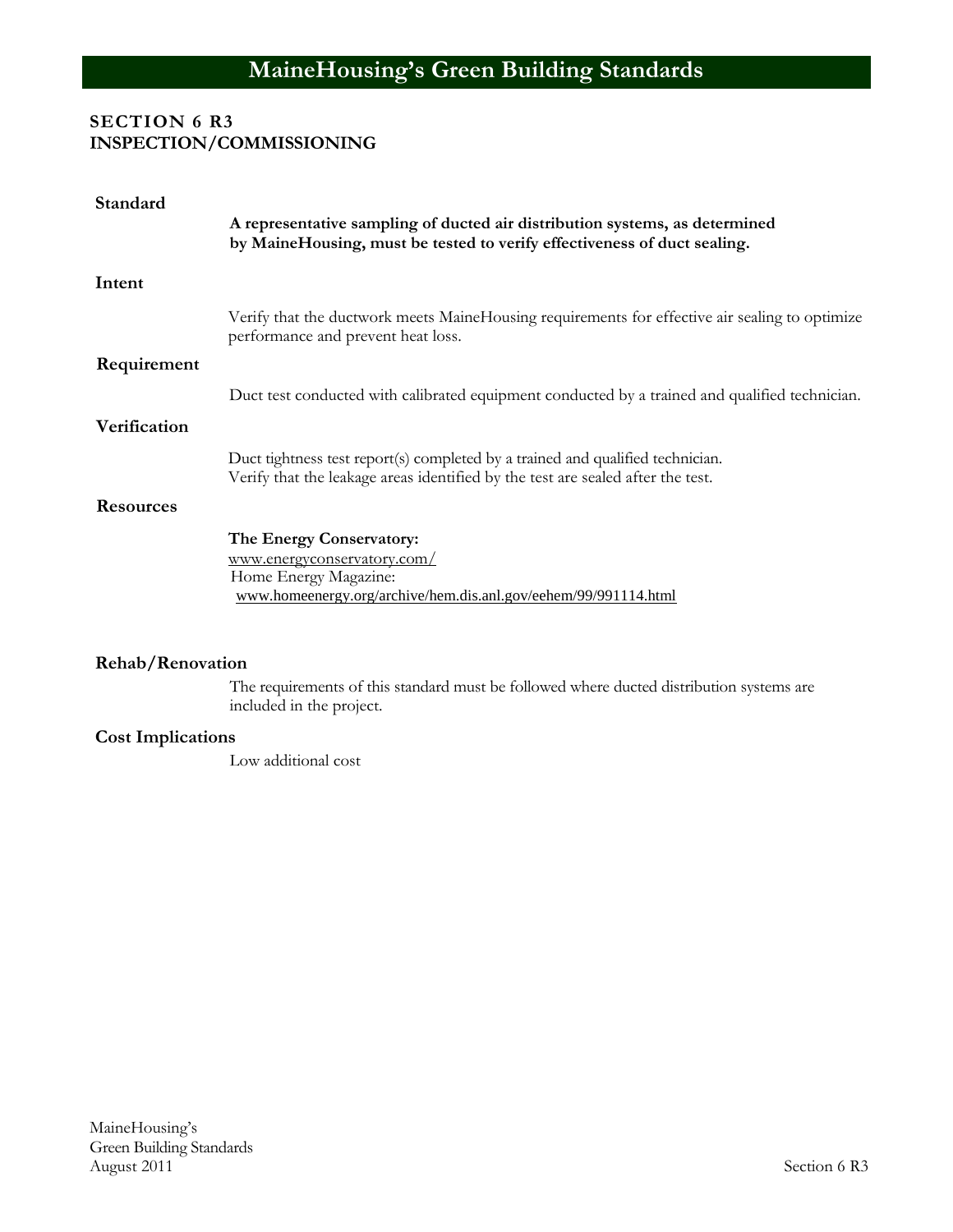## SECTION 6 R3
## INSPECTION/COMMISSIONING

### Standard

**A representative sampling of ducted air distribution systems, as determined by MaineHousing, must be tested to verify effectiveness of duct sealing.**

### Intent

Verify that the ductwork meets MaineHousing requirements for effective air sealing to optimize performance and prevent heat loss.

### Requirement

Duct test conducted with calibrated equipment conducted by a trained and qualified technician.

### Verification

Duct tightness test report(s) completed by a trained and qualified technician.
Verify that the leakage areas identified by the test are sealed after the test.

### Resources

**The Energy Conservatory:**
www.energyconservatory.com/
Home Energy Magazine:
www.homeenergy.org/archive/hem.dis.anl.gov/eehem/99/991114.html

### Rehab/Renovation

The requirements of this standard must be followed where ducted distribution systems are included in the project.

### Cost Implications

Low additional cost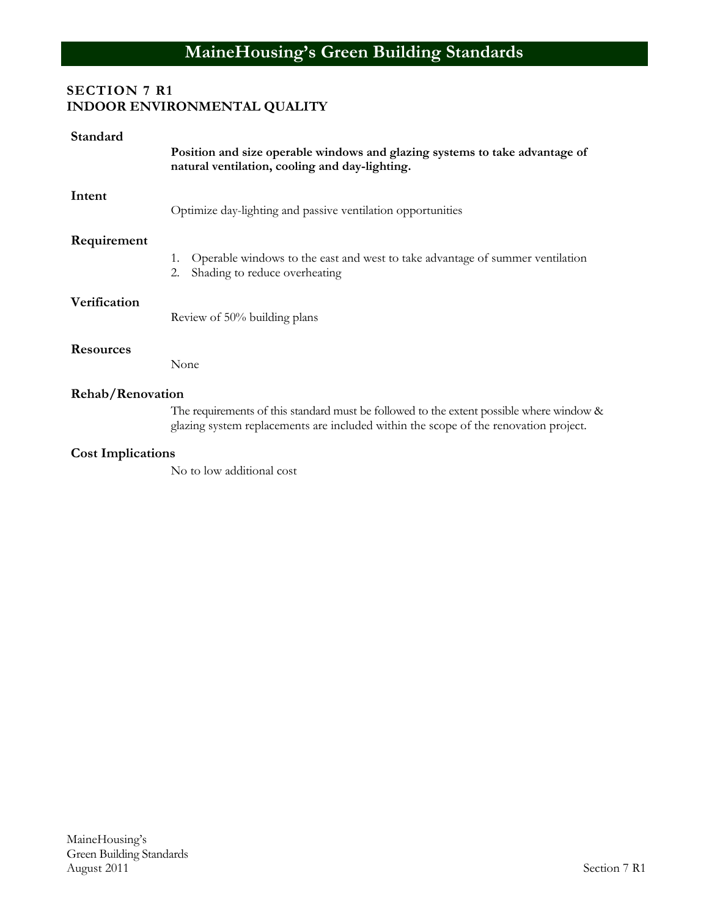# SECTION 7 R1
# INDOOR ENVIRONMENTAL QUALITY

### Standard

**Position and size operable windows and glazing systems to take advantage of natural ventilation, cooling and day-lighting.**

### Intent

Optimize day-lighting and passive ventilation opportunities

### Requirement

1. Operable windows to the east and west to take advantage of summer ventilation
2. Shading to reduce overheating

### Verification

Review of 50% building plans

### Resources

None

### Rehab/Renovation

The requirements of this standard must be followed to the extent possible where window & glazing system replacements are included within the scope of the renovation project.

### Cost Implications

No to low additional cost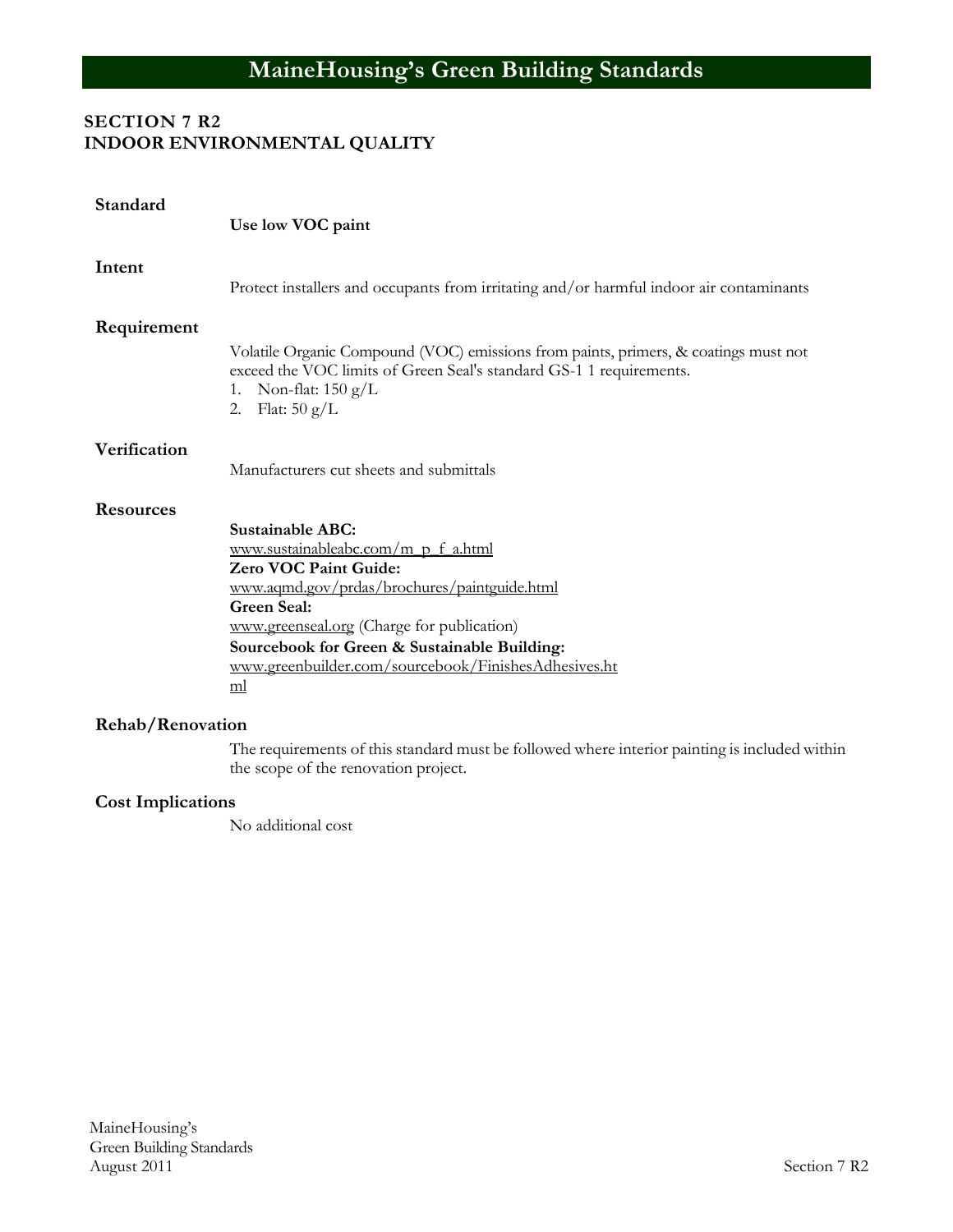## SECTION 7 R2
## INDOOR ENVIRONMENTAL QUALITY

### Standard

**Use low VOC paint**

### Intent

Protect installers and occupants from irritating and/or harmful indoor air contaminants

### Requirement

Volatile Organic Compound (VOC) emissions from paints, primers, & coatings must not exceed the VOC limits of Green Seal's standard GS-1 1 requirements.

1. Non-flat: 150 g/L
2. Flat: 50 g/L

### Verification

Manufacturers cut sheets and submittals

### Resources

**Sustainable ABC:**
www.sustainableabc.com/m_p_f_a.html
**Zero VOC Paint Guide:**
www.aqmd.gov/prdas/brochures/paintguide.html
**Green Seal:**
www.greenseal.org (Charge for publication)
**Sourcebook for Green & Sustainable Building:**
www.greenbuilder.com/sourcebook/FinishesAdhesives.html

### Rehab/Renovation

The requirements of this standard must be followed where interior painting is included within the scope of the renovation project.

### Cost Implications

No additional cost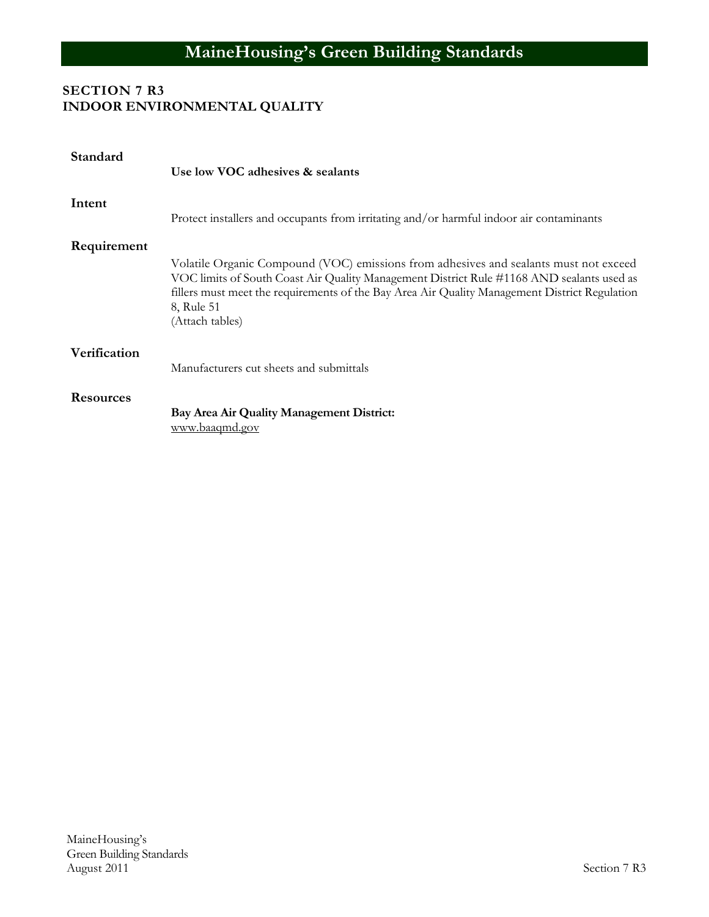## SECTION 7 R3
## INDOOR ENVIRONMENTAL QUALITY

**Standard**

**Use low VOC adhesives & sealants**

**Intent**

Protect installers and occupants from irritating and/or harmful indoor air contaminants

**Requirement**

Volatile Organic Compound (VOC) emissions from adhesives and sealants must not exceed VOC limits of South Coast Air Quality Management District Rule #1168 AND sealants used as fillers must meet the requirements of the Bay Area Air Quality Management District Regulation 8, Rule 51
(Attach tables)

**Verification**

Manufacturers cut sheets and submittals

**Resources**

**Bay Area Air Quality Management District:**
www.baaqmd.gov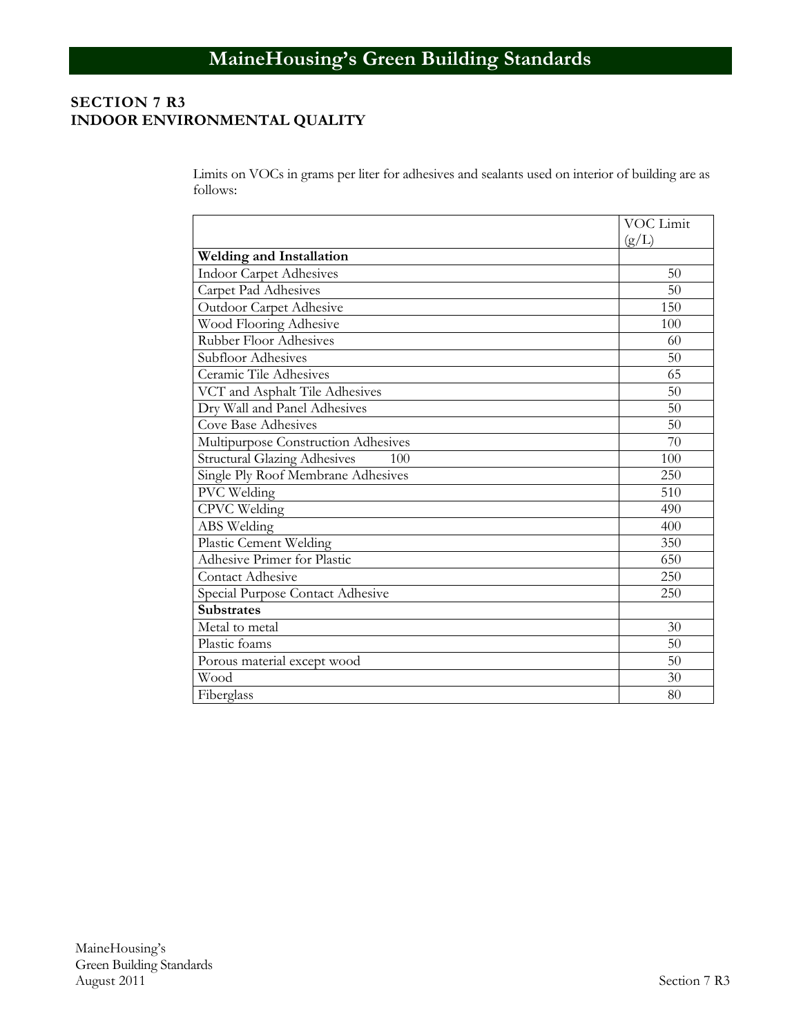## SECTION 7 R3
## INDOOR ENVIRONMENTAL QUALITY

Limits on VOCs in grams per liter for adhesives and sealants used on interior of building are as follows:

| | VOC Limit (g/L) |
|---|---|
| **Welding and Installation** | |
| Indoor Carpet Adhesives | 50 |
| Carpet Pad Adhesives | 50 |
| Outdoor Carpet Adhesive | 150 |
| Wood Flooring Adhesive | 100 |
| Rubber Floor Adhesives | 60 |
| Subfloor Adhesives | 50 |
| Ceramic Tile Adhesives | 65 |
| VCT and Asphalt Tile Adhesives | 50 |
| Dry Wall and Panel Adhesives | 50 |
| Cove Base Adhesives | 50 |
| Multipurpose Construction Adhesives | 70 |
| Structural Glazing Adhesives 100 | 100 |
| Single Ply Roof Membrane Adhesives | 250 |
| PVC Welding | 510 |
| CPVC Welding | 490 |
| ABS Welding | 400 |
| Plastic Cement Welding | 350 |
| Adhesive Primer for Plastic | 650 |
| Contact Adhesive | 250 |
| Special Purpose Contact Adhesive | 250 |
| **Substrates** | |
| Metal to metal | 30 |
| Plastic foams | 50 |
| Porous material except wood | 50 |
| Wood | 30 |
| Fiberglass | 80 |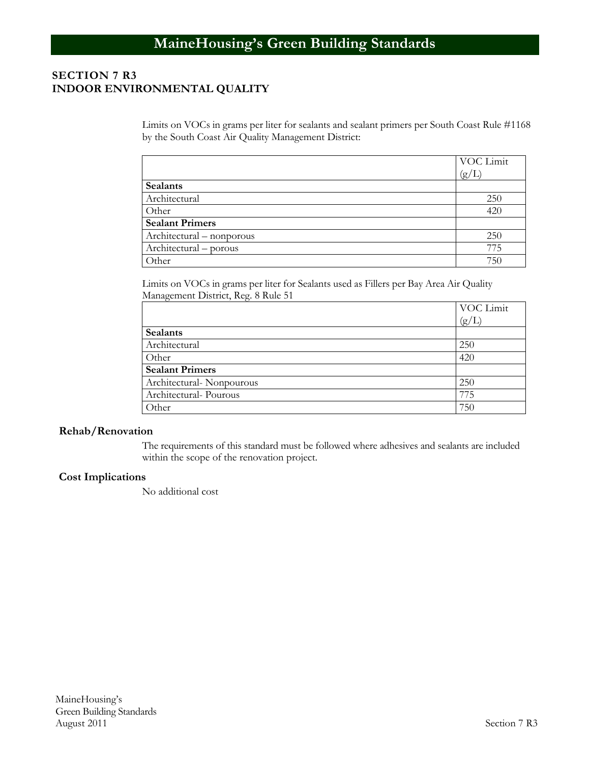## SECTION 7 R3
## INDOOR ENVIRONMENTAL QUALITY

Limits on VOCs in grams per liter for sealants and sealant primers per South Coast Rule #1168 by the South Coast Air Quality Management District:

| | VOC Limit (g/L) |
|---|---|
| **Sealants** | |
| Architectural | 250 |
| Other | 420 |
| **Sealant Primers** | |
| Architectural – nonporous | 250 |
| Architectural – porous | 775 |
| Other | 750 |

Limits on VOCs in grams per liter for Sealants used as Fillers per Bay Area Air Quality Management District, Reg. 8 Rule 51

| | VOC Limit (g/L) |
|---|---|
| **Sealants** | |
| Architectural | 250 |
| Other | 420 |
| **Sealant Primers** | |
| Architectural- Nonpourous | 250 |
| Architectural- Pourous | 775 |
| Other | 750 |

### Rehab/Renovation

The requirements of this standard must be followed where adhesives and sealants are included within the scope of the renovation project.

### Cost Implications

No additional cost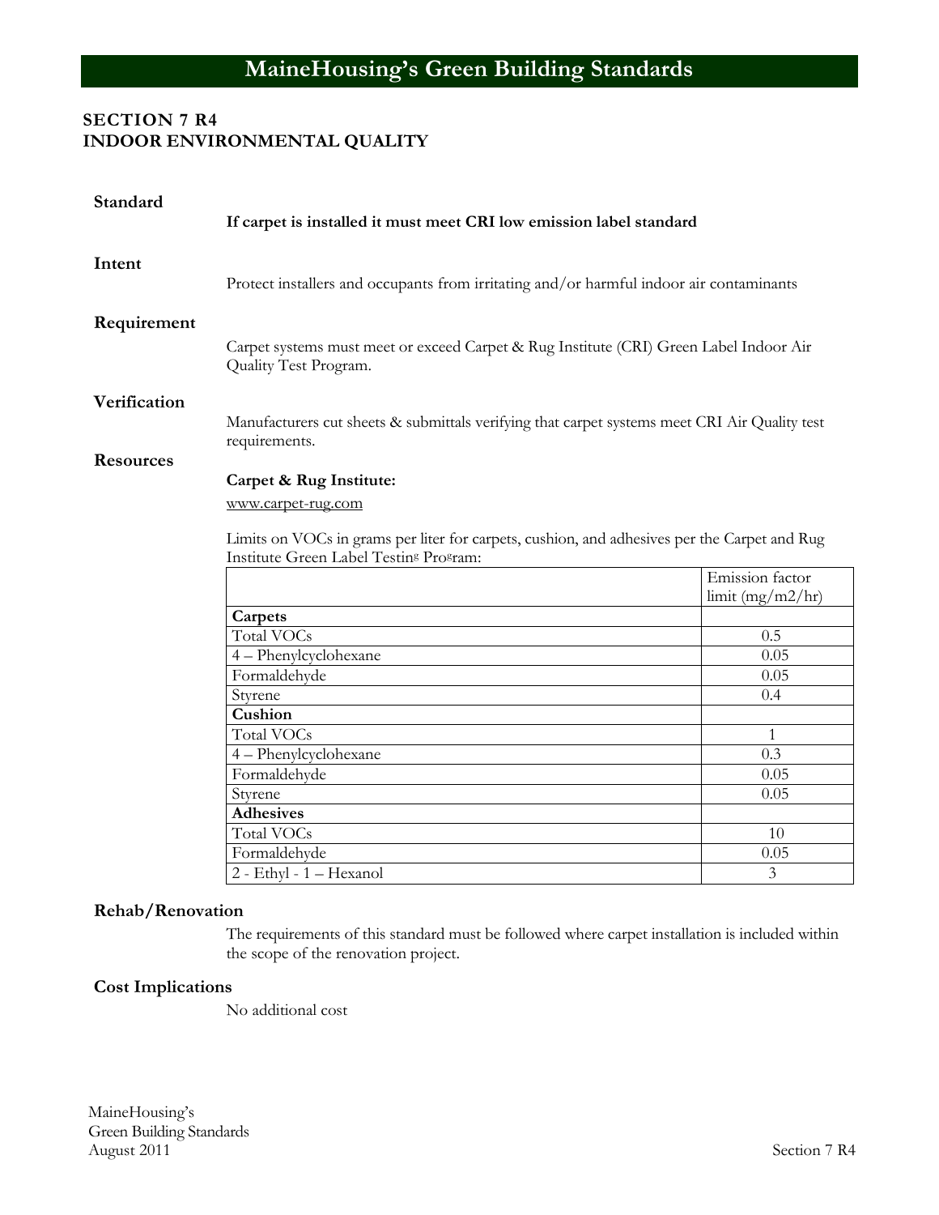# MaineHousing's Green Building Standards

## SECTION 7 R4
## INDOOR ENVIRONMENTAL QUALITY

**Standard**

**If carpet is installed it must meet CRI low emission label standard**

**Intent**

Protect installers and occupants from irritating and/or harmful indoor air contaminants

**Requirement**

Carpet systems must meet or exceed Carpet & Rug Institute (CRI) Green Label Indoor Air Quality Test Program.

**Verification**

Manufacturers cut sheets & submittals verifying that carpet systems meet CRI Air Quality test requirements.

**Resources**

**Carpet & Rug Institute:**

www.carpet-rug.com

Limits on VOCs in grams per liter for carpets, cushion, and adhesives per the Carpet and Rug Institute Green Label Testing Program:

| | Emission factor limit (mg/m2/hr) |
|---|---|
| **Carpets** | |
| Total VOCs | 0.5 |
| 4 – Phenylcyclohexane | 0.05 |
| Formaldehyde | 0.05 |
| Styrene | 0.4 |
| **Cushion** | |
| Total VOCs | 1 |
| 4 – Phenylcyclohexane | 0.3 |
| Formaldehyde | 0.05 |
| Styrene | 0.05 |
| **Adhesives** | |
| Total VOCs | 10 |
| Formaldehyde | 0.05 |
| 2 - Ethyl - 1 – Hexanol | 3 |

**Rehab/Renovation**

The requirements of this standard must be followed where carpet installation is included within the scope of the renovation project.

**Cost Implications**

No additional cost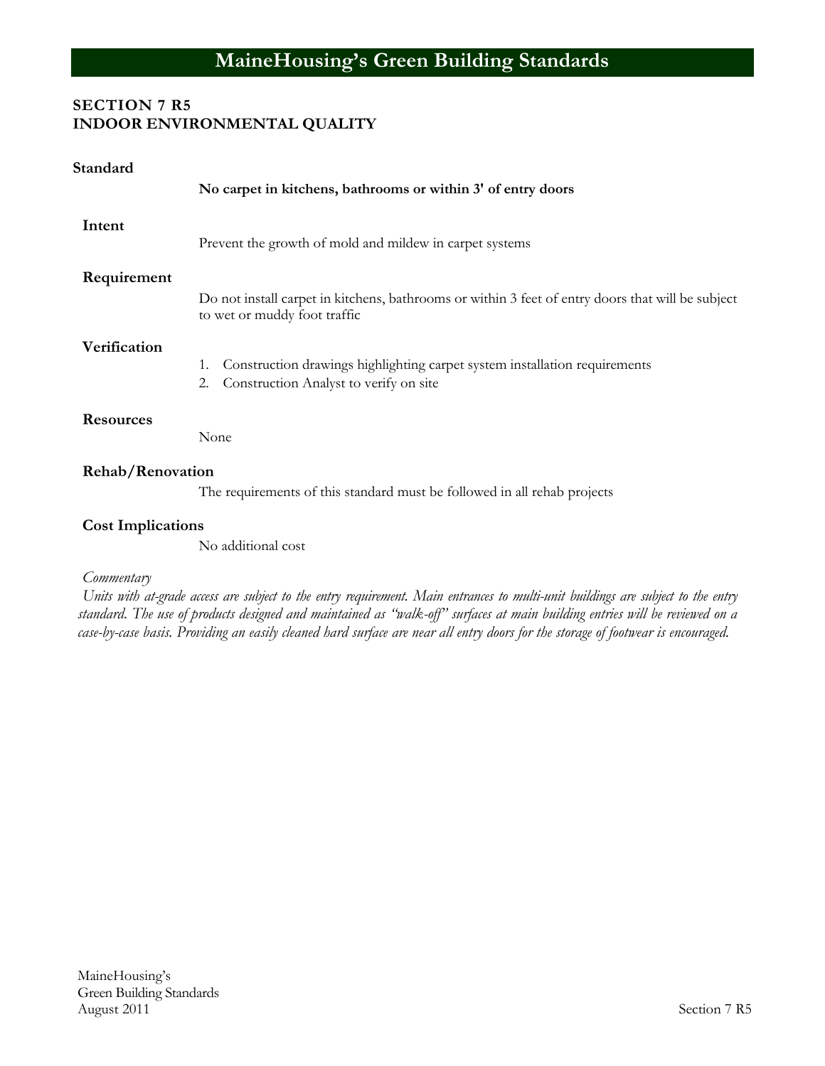## SECTION 7 R5
## INDOOR ENVIRONMENTAL QUALITY

**Standard**

**No carpet in kitchens, bathrooms or within 3' of entry doors**

**Intent**

Prevent the growth of mold and mildew in carpet systems

**Requirement**

Do not install carpet in kitchens, bathrooms or within 3 feet of entry doors that will be subject to wet or muddy foot traffic

**Verification**

1. Construction drawings highlighting carpet system installation requirements
2. Construction Analyst to verify on site

**Resources**

None

**Rehab/Renovation**

The requirements of this standard must be followed in all rehab projects

**Cost Implications**

No additional cost

*Commentary*

*Units with at-grade access are subject to the entry requirement. Main entrances to multi-unit buildings are subject to the entry standard. The use of products designed and maintained as "walk-off" surfaces at main building entries will be reviewed on a case-by-case basis. Providing an easily cleaned hard surface are near all entry doors for the storage of footwear is encouraged.*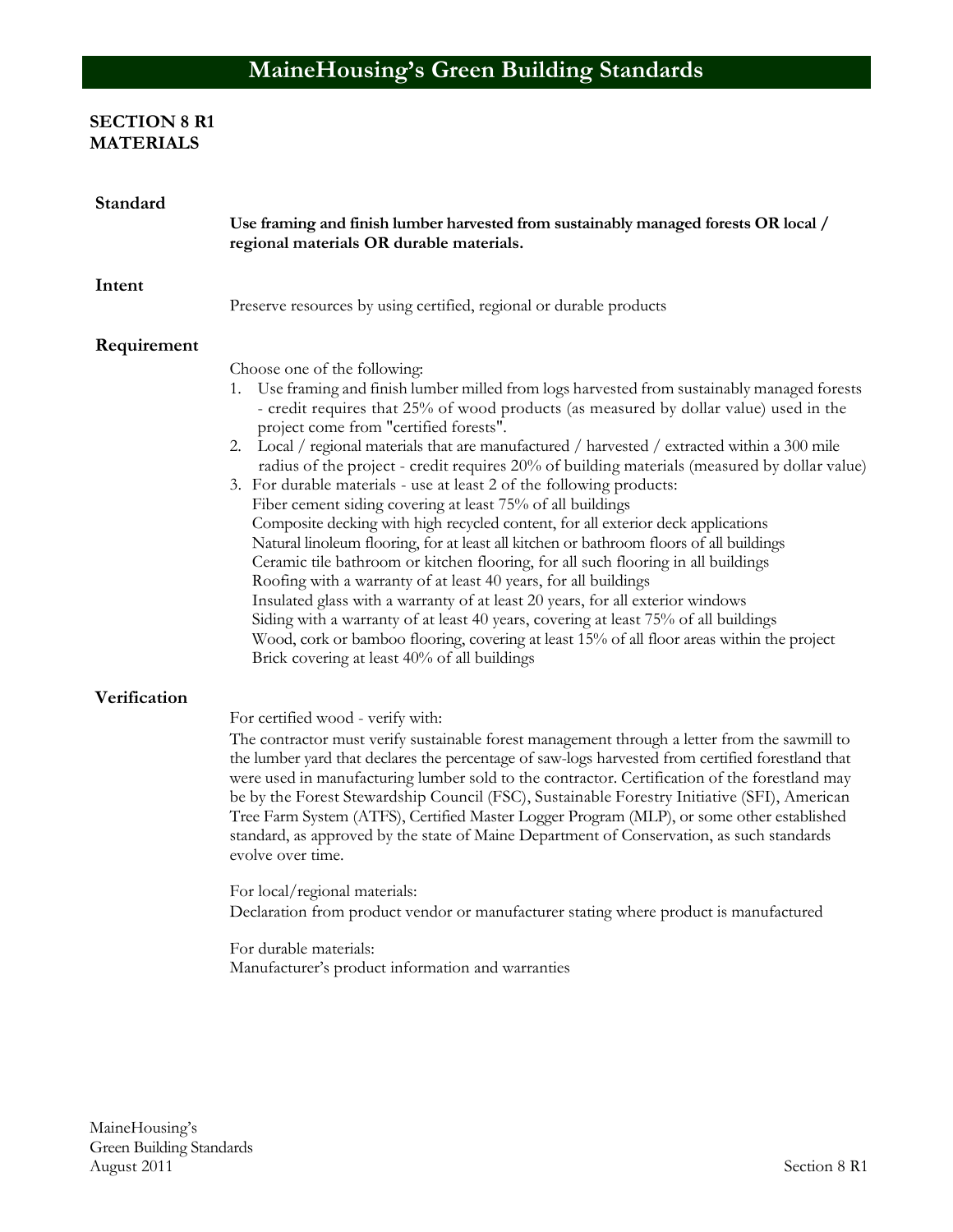# MaineHousing's Green Building Standards

## SECTION 8 R1
## MATERIALS

### Standard

**Use framing and finish lumber harvested from sustainably managed forests OR local / regional materials OR durable materials.**

### Intent

Preserve resources by using certified, regional or durable products

### Requirement

Choose one of the following:

1. Use framing and finish lumber milled from logs harvested from sustainably managed forests - credit requires that 25% of wood products (as measured by dollar value) used in the project come from "certified forests".
2. Local / regional materials that are manufactured / harvested / extracted within a 300 mile radius of the project - credit requires 20% of building materials (measured by dollar value)
3. For durable materials - use at least 2 of the following products:
   - Fiber cement siding covering at least 75% of all buildings
   - Composite decking with high recycled content, for all exterior deck applications
   - Natural linoleum flooring, for at least all kitchen or bathroom floors of all buildings
   - Ceramic tile bathroom or kitchen flooring, for all such flooring in all buildings
   - Roofing with a warranty of at least 40 years, for all buildings
   - Insulated glass with a warranty of at least 20 years, for all exterior windows
   - Siding with a warranty of at least 40 years, covering at least 75% of all buildings
   - Wood, cork or bamboo flooring, covering at least 15% of all floor areas within the project
   - Brick covering at least 40% of all buildings

### Verification

For certified wood - verify with:

The contractor must verify sustainable forest management through a letter from the sawmill to the lumber yard that declares the percentage of saw-logs harvested from certified forestland that were used in manufacturing lumber sold to the contractor. Certification of the forestland may be by the Forest Stewardship Council (FSC), Sustainable Forestry Initiative (SFI), American Tree Farm System (ATFS), Certified Master Logger Program (MLP), or some other established standard, as approved by the state of Maine Department of Conservation, as such standards evolve over time.

For local/regional materials:
Declaration from product vendor or manufacturer stating where product is manufactured

For durable materials:
Manufacturer's product information and warranties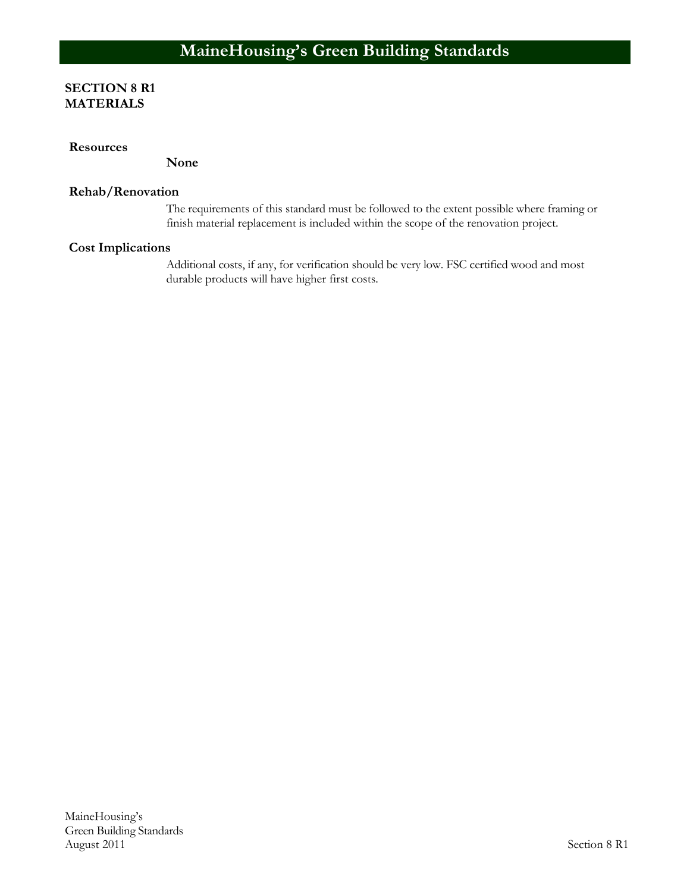**SECTION 8 R1**
**MATERIALS**

**Resources**

**None**

**Rehab/Renovation**

The requirements of this standard must be followed to the extent possible where framing or finish material replacement is included within the scope of the renovation project.

**Cost Implications**

Additional costs, if any, for verification should be very low. FSC certified wood and most durable products will have higher first costs.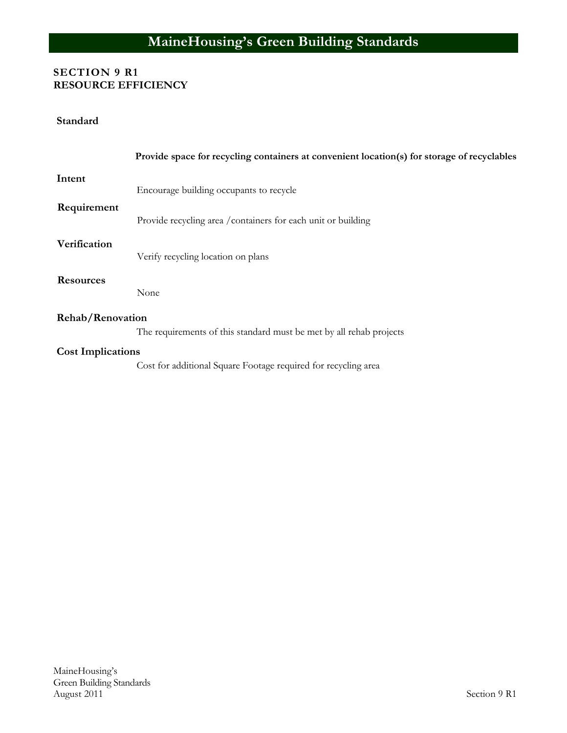## SECTION 9 R1
## RESOURCE EFFICIENCY

### Standard

**Provide space for recycling containers at convenient location(s) for storage of recyclables**

### Intent

Encourage building occupants to recycle

### Requirement

Provide recycling area /containers for each unit or building

### Verification

Verify recycling location on plans

### Resources

None

### Rehab/Renovation

The requirements of this standard must be met by all rehab projects

### Cost Implications

Cost for additional Square Footage required for recycling area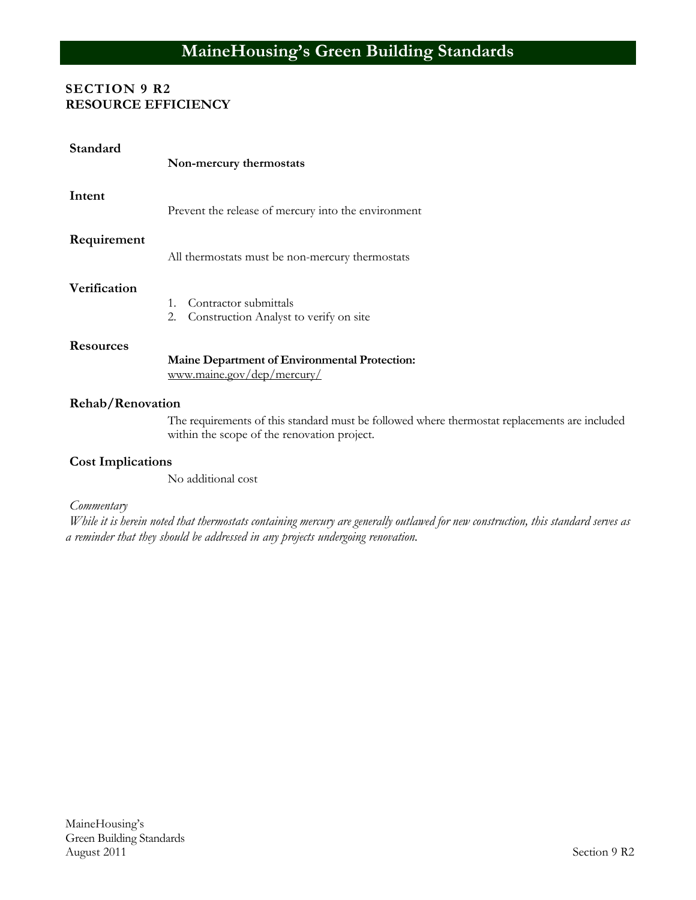## SECTION 9 R2
## RESOURCE EFFICIENCY

**Standard**

**Non-mercury thermostats**

**Intent**

Prevent the release of mercury into the environment

**Requirement**

All thermostats must be non-mercury thermostats

**Verification**

1. Contractor submittals
2. Construction Analyst to verify on site

**Resources**

**Maine Department of Environmental Protection:**
www.maine.gov/dep/mercury/

**Rehab/Renovation**

The requirements of this standard must be followed where thermostat replacements are included within the scope of the renovation project.

**Cost Implications**

No additional cost

*Commentary*

*While it is herein noted that thermostats containing mercury are generally outlawed for new construction, this standard serves as a reminder that they should be addressed in any projects undergoing renovation.*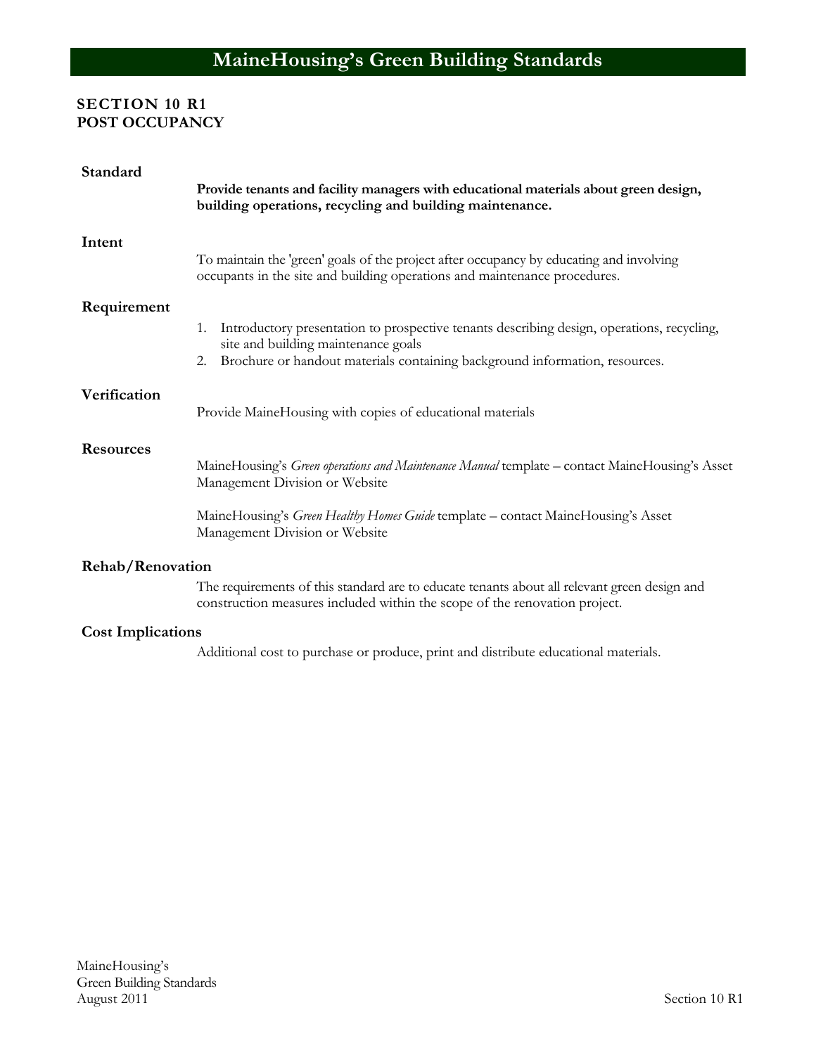# MaineHousing's Green Building Standards

## SECTION 10 R1
## POST OCCUPANCY

### Standard

**Provide tenants and facility managers with educational materials about green design, building operations, recycling and building maintenance.**

### Intent

To maintain the 'green' goals of the project after occupancy by educating and involving occupants in the site and building operations and maintenance procedures.

### Requirement

1. Introductory presentation to prospective tenants describing design, operations, recycling, site and building maintenance goals
2. Brochure or handout materials containing background information, resources.

### Verification

Provide MaineHousing with copies of educational materials

### Resources

MaineHousing's *Green operations and Maintenance Manual* template – contact MaineHousing's Asset Management Division or Website

MaineHousing's *Green Healthy Homes Guide* template – contact MaineHousing's Asset Management Division or Website

### Rehab/Renovation

The requirements of this standard are to educate tenants about all relevant green design and construction measures included within the scope of the renovation project.

### Cost Implications

Additional cost to purchase or produce, print and distribute educational materials.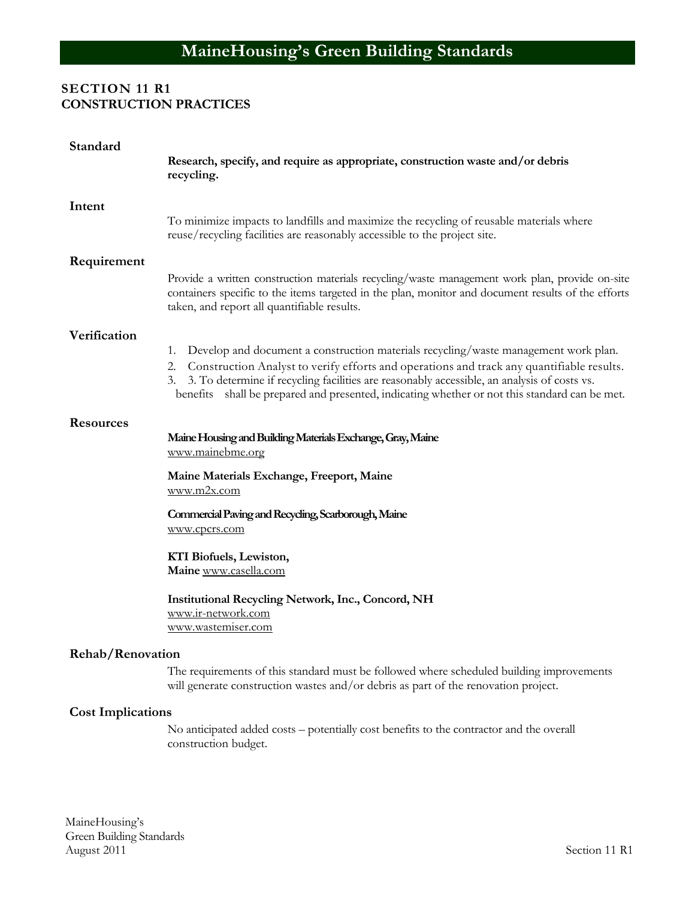# MaineHousing's Green Building Standards

## SECTION 11 R1
## CONSTRUCTION PRACTICES

### Standard

**Research, specify, and require as appropriate, construction waste and/or debris recycling.**

### Intent

To minimize impacts to landfills and maximize the recycling of reusable materials where reuse/recycling facilities are reasonably accessible to the project site.

### Requirement

Provide a written construction materials recycling/waste management work plan, provide on-site containers specific to the items targeted in the plan, monitor and document results of the efforts taken, and report all quantifiable results.

### Verification

1. Develop and document a construction materials recycling/waste management work plan.
2. Construction Analyst to verify efforts and operations and track any quantifiable results.
3. 3. To determine if recycling facilities are reasonably accessible, an analysis of costs vs. benefits shall be prepared and presented, indicating whether or not this standard can be met.

### Resources

**Maine Housing and Building Materials Exchange, Gray, Maine**
www.mainebme.org

**Maine Materials Exchange, Freeport, Maine**
www.m2x.com

**Commercial Paving and Recycling, Scarborough, Maine**
www.cpcrs.com

**KTI Biofuels, Lewiston, Maine** www.casella.com

**Institutional Recycling Network, Inc., Concord, NH**
www.ir-network.com
www.wastemiser.com

### Rehab/Renovation

The requirements of this standard must be followed where scheduled building improvements will generate construction wastes and/or debris as part of the renovation project.

### Cost Implications

No anticipated added costs – potentially cost benefits to the contractor and the overall construction budget.